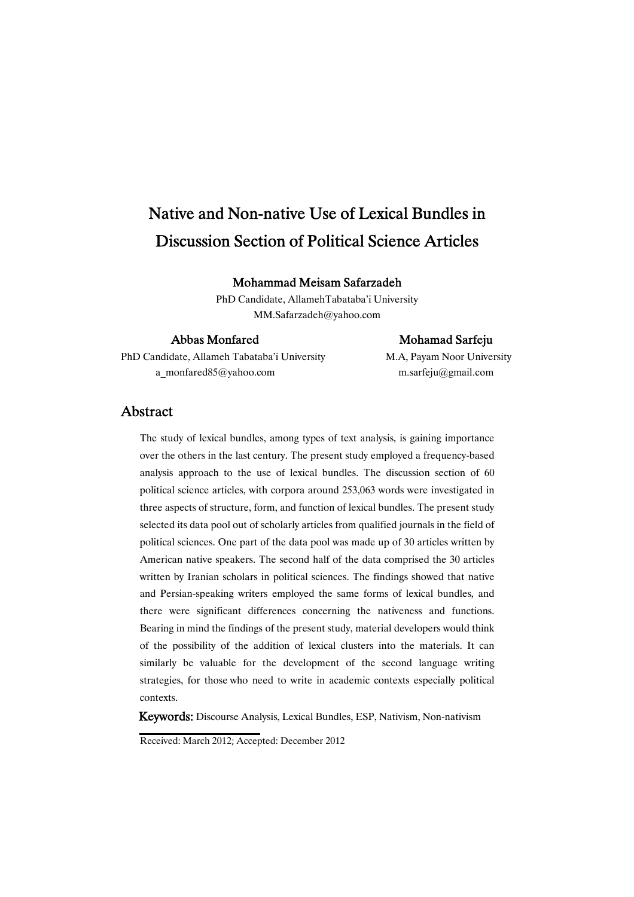# Native and Non-native Use of Lexical Bundles in Discussion Section of Political Science Articles

**Mohammad Meisam Safarzadeh**

PhD Candidate, AllamehTabataba'i University

MM.Safarzadeh@yahoo.com

**Abbas Monfared**

PhD Candidate, Allameh Tabataba'i University

a_monfared85@yahoo.com

**Mohamad Sarfeju**

M.A, Payam Noor University

m.sarfeju@gmail.com

## Abstract

The study of lexical bundles, among types of text analysis, is gaining importance over the others in the last century. The present study employed a frequency-based analysis approach to the use of lexical bundles. The discussion section of 60 political science articles, with corpora around 253,063 words were investigated in three aspects of structure, form, and function of lexical bundles. The present study selected its data pool out of scholarly articles from qualified journals in the field of political sciences. One part of the data pool was made up of 30 articles written by American native speakers. The second half of the data comprised the 30 articles written by Iranian scholars in political sciences. The findings showed that native and Persian-speaking writers employed the same forms of lexical bundles, and there were significant differences concerning the nativeness and functions. Bearing in mind the findings of the present study, material developers would think of the possibility of the addition of lexical clusters into the materials. It can similarly be valuable for the development of the second language writing strategies, for those who need to write in academic contexts especially political contexts.

**Keywords:** Discourse Analysis, Lexical Bundles, ESP, Nativism, Non-nativism

---

Received: March 2012; Accepted: December 2012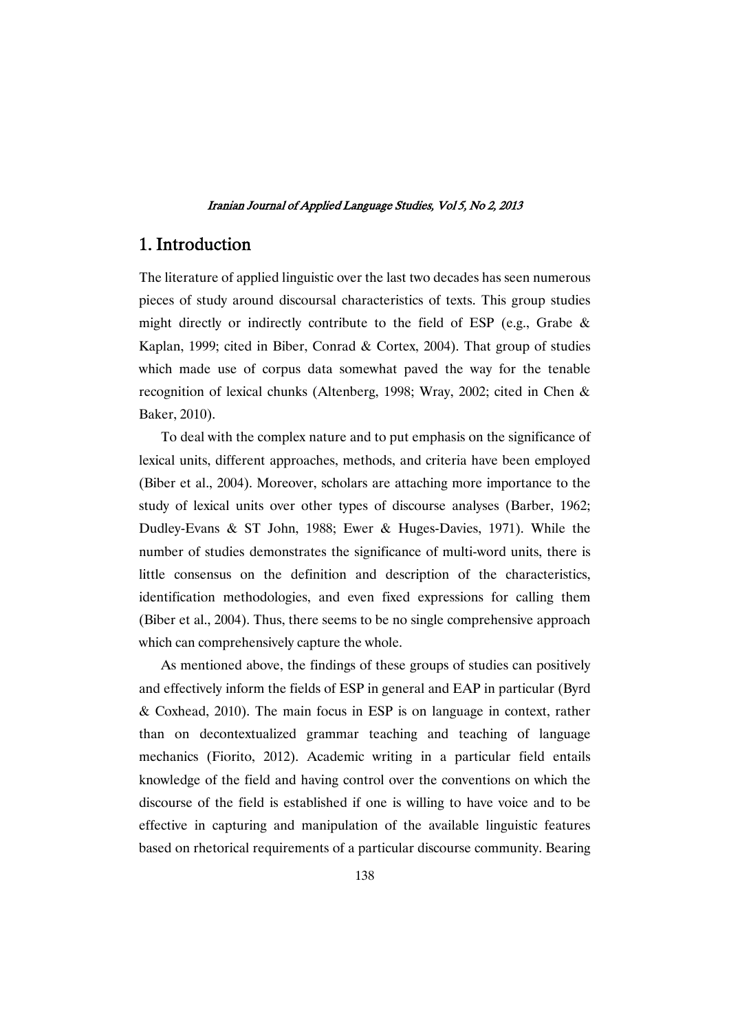## 1. Introduction

The literature of applied linguistic over the last two decades has seen numerous pieces of study around discoursal characteristics of texts. This group studies might directly or indirectly contribute to the field of ESP (e.g., Grabe & Kaplan, 1999; cited in Biber, Conrad & Cortex, 2004). That group of studies which made use of corpus data somewhat paved the way for the tenable recognition of lexical chunks (Altenberg, 1998; Wray, 2002; cited in Chen & Baker, 2010).

To deal with the complex nature and to put emphasis on the significance of lexical units, different approaches, methods, and criteria have been employed (Biber et al., 2004). Moreover, scholars are attaching more importance to the study of lexical units over other types of discourse analyses (Barber, 1962; Dudley-Evans & ST John, 1988; Ewer & Huges-Davies, 1971). While the number of studies demonstrates the significance of multi-word units, there is little consensus on the definition and description of the characteristics, identification methodologies, and even fixed expressions for calling them (Biber et al., 2004). Thus, there seems to be no single comprehensive approach which can comprehensively capture the whole.

As mentioned above, the findings of these groups of studies can positively and effectively inform the fields of ESP in general and EAP in particular (Byrd & Coxhead, 2010). The main focus in ESP is on language in context, rather than on decontextualized grammar teaching and teaching of language mechanics (Fiorito, 2012). Academic writing in a particular field entails knowledge of the field and having control over the conventions on which the discourse of the field is established if one is willing to have voice and to be effective in capturing and manipulation of the available linguistic features based on rhetorical requirements of a particular discourse community. Bearing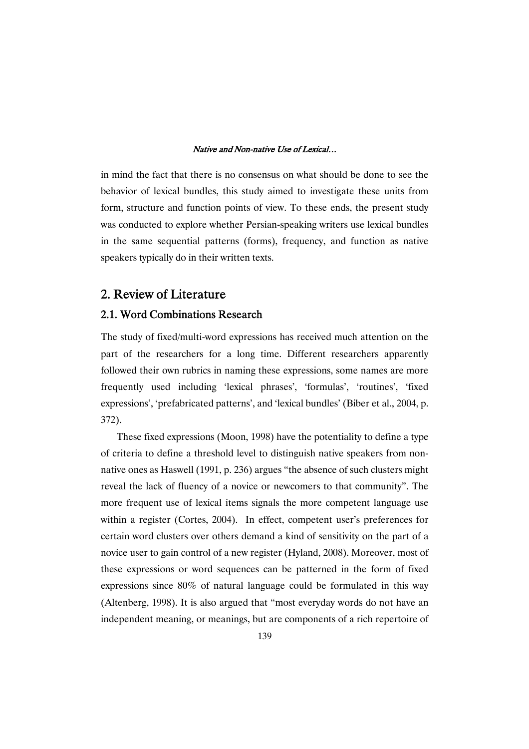in mind the fact that there is no consensus on what should be done to see the behavior of lexical bundles, this study aimed to investigate these units from form, structure and function points of view. To these ends, the present study was conducted to explore whether Persian-speaking writers use lexical bundles in the same sequential patterns (forms), frequency, and function as native speakers typically do in their written texts.

## 2. Review of Literature

### 2.1. Word Combinations Research

The study of fixed/multi-word expressions has received much attention on the part of the researchers for a long time. Different researchers apparently followed their own rubrics in naming these expressions, some names are more frequently used including 'lexical phrases', 'formulas', 'routines', 'fixed expressions', 'prefabricated patterns', and 'lexical bundles' (Biber et al., 2004, p. 372).

These fixed expressions (Moon, 1998) have the potentiality to define a type of criteria to define a threshold level to distinguish native speakers from non-native ones as Haswell (1991, p. 236) argues "the absence of such clusters might reveal the lack of fluency of a novice or newcomers to that community". The more frequent use of lexical items signals the more competent language use within a register (Cortes, 2004). In effect, competent user's preferences for certain word clusters over others demand a kind of sensitivity on the part of a novice user to gain control of a new register (Hyland, 2008). Moreover, most of these expressions or word sequences can be patterned in the form of fixed expressions since 80% of natural language could be formulated in this way (Altenberg, 1998). It is also argued that "most everyday words do not have an independent meaning, or meanings, but are components of a rich repertoire of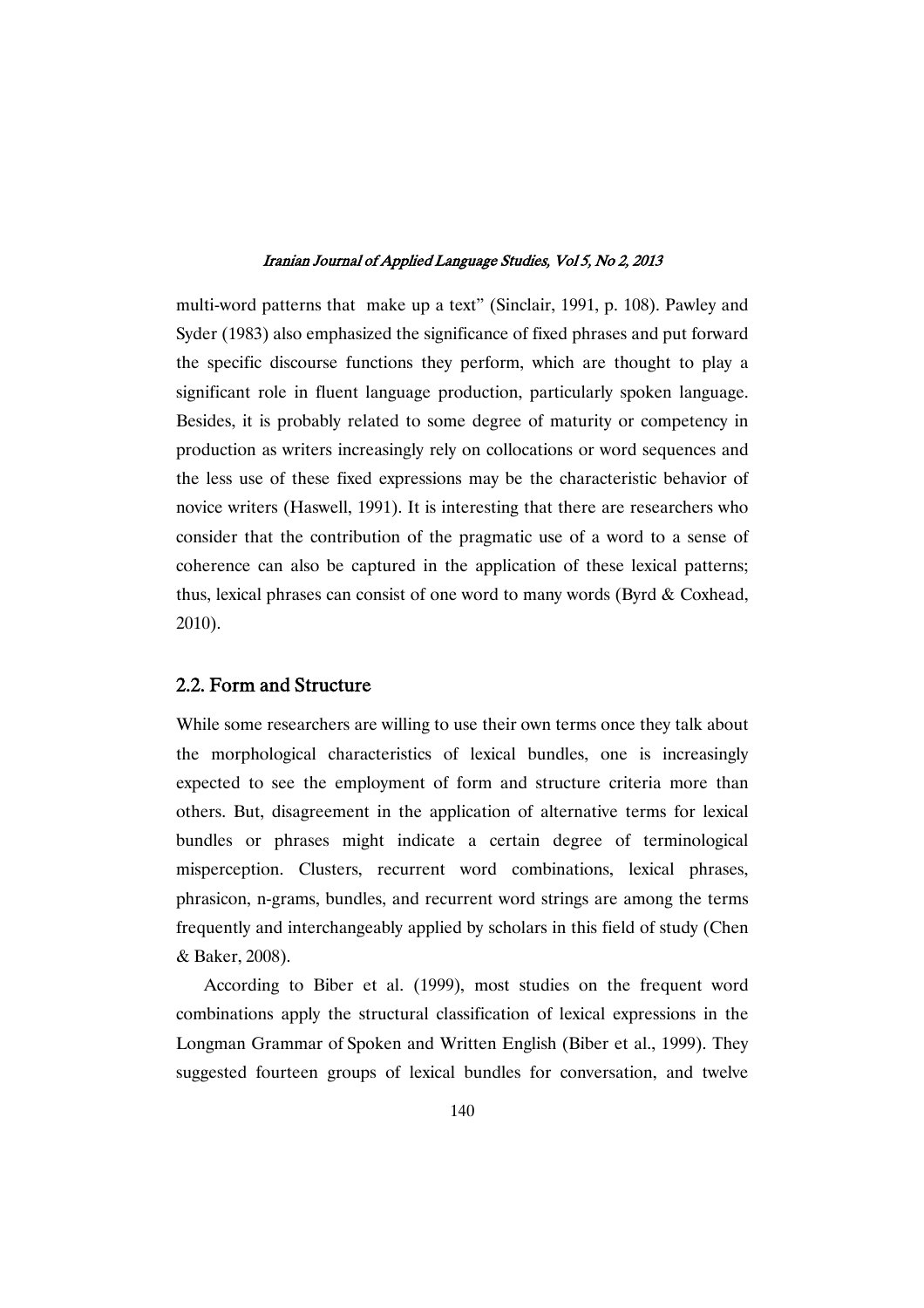multi-word patterns that make up a text" (Sinclair, 1991, p. 108). Pawley and Syder (1983) also emphasized the significance of fixed phrases and put forward the specific discourse functions they perform, which are thought to play a significant role in fluent language production, particularly spoken language. Besides, it is probably related to some degree of maturity or competency in production as writers increasingly rely on collocations or word sequences and the less use of these fixed expressions may be the characteristic behavior of novice writers (Haswell, 1991). It is interesting that there are researchers who consider that the contribution of the pragmatic use of a word to a sense of coherence can also be captured in the application of these lexical patterns; thus, lexical phrases can consist of one word to many words (Byrd & Coxhead, 2010).

## 2.2. Form and Structure

While some researchers are willing to use their own terms once they talk about the morphological characteristics of lexical bundles, one is increasingly expected to see the employment of form and structure criteria more than others. But, disagreement in the application of alternative terms for lexical bundles or phrases might indicate a certain degree of terminological misperception. Clusters, recurrent word combinations, lexical phrases, phrasicon, n-grams, bundles, and recurrent word strings are among the terms frequently and interchangeably applied by scholars in this field of study (Chen & Baker, 2008).

According to Biber et al. (1999), most studies on the frequent word combinations apply the structural classification of lexical expressions in the Longman Grammar of Spoken and Written English (Biber et al., 1999). They suggested fourteen groups of lexical bundles for conversation, and twelve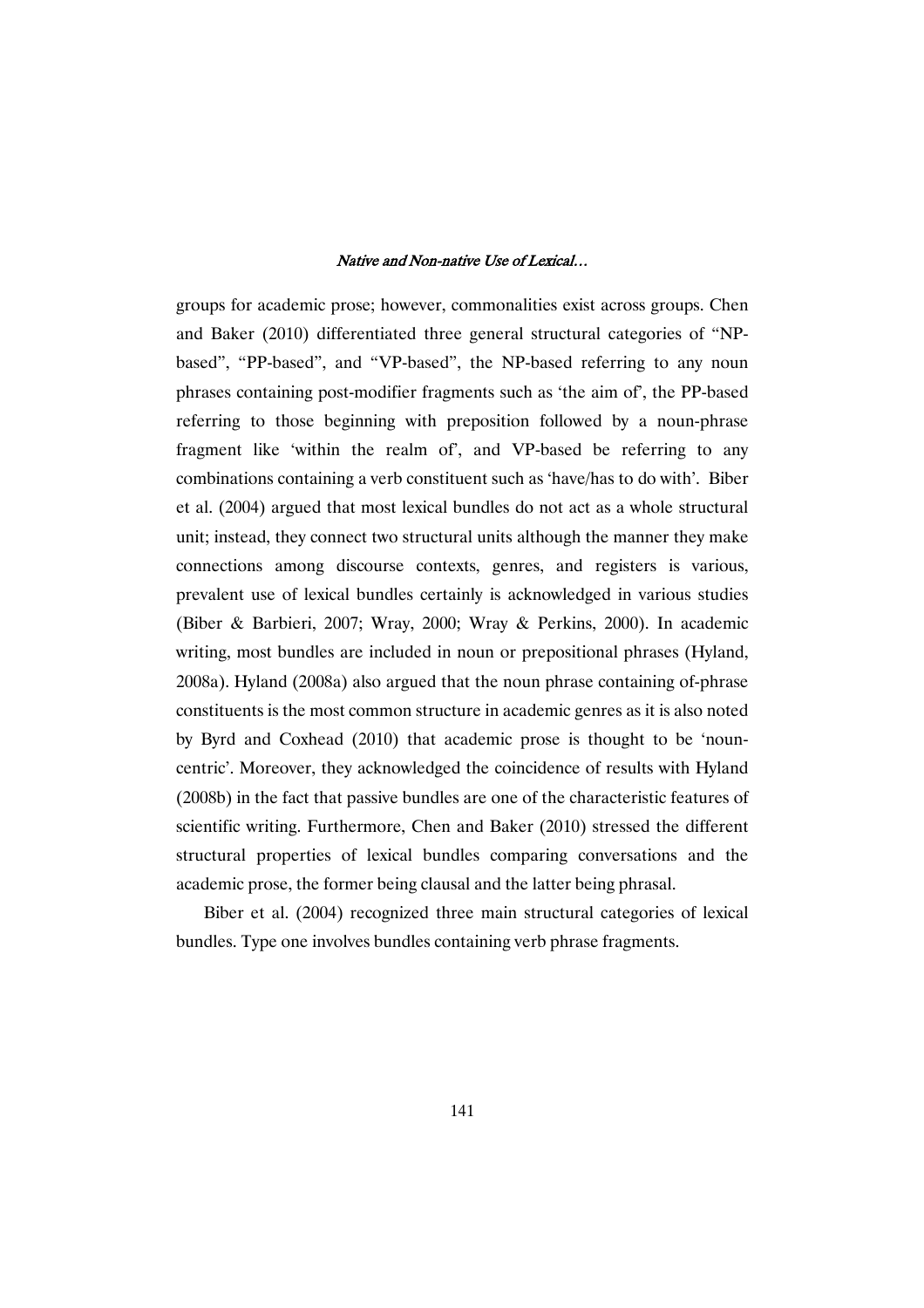groups for academic prose; however, commonalities exist across groups. Chen and Baker (2010) differentiated three general structural categories of "NP-based", "PP-based", and "VP-based", the NP-based referring to any noun phrases containing post-modifier fragments such as 'the aim of', the PP-based referring to those beginning with preposition followed by a noun-phrase fragment like 'within the realm of', and VP-based be referring to any combinations containing a verb constituent such as 'have/has to do with'. Biber et al. (2004) argued that most lexical bundles do not act as a whole structural unit; instead, they connect two structural units although the manner they make connections among discourse contexts, genres, and registers is various, prevalent use of lexical bundles certainly is acknowledged in various studies (Biber & Barbieri, 2007; Wray, 2000; Wray & Perkins, 2000). In academic writing, most bundles are included in noun or prepositional phrases (Hyland, 2008a). Hyland (2008a) also argued that the noun phrase containing of-phrase constituents is the most common structure in academic genres as it is also noted by Byrd and Coxhead (2010) that academic prose is thought to be 'noun-centric'. Moreover, they acknowledged the coincidence of results with Hyland (2008b) in the fact that passive bundles are one of the characteristic features of scientific writing. Furthermore, Chen and Baker (2010) stressed the different structural properties of lexical bundles comparing conversations and the academic prose, the former being clausal and the latter being phrasal.

Biber et al. (2004) recognized three main structural categories of lexical bundles. Type one involves bundles containing verb phrase fragments.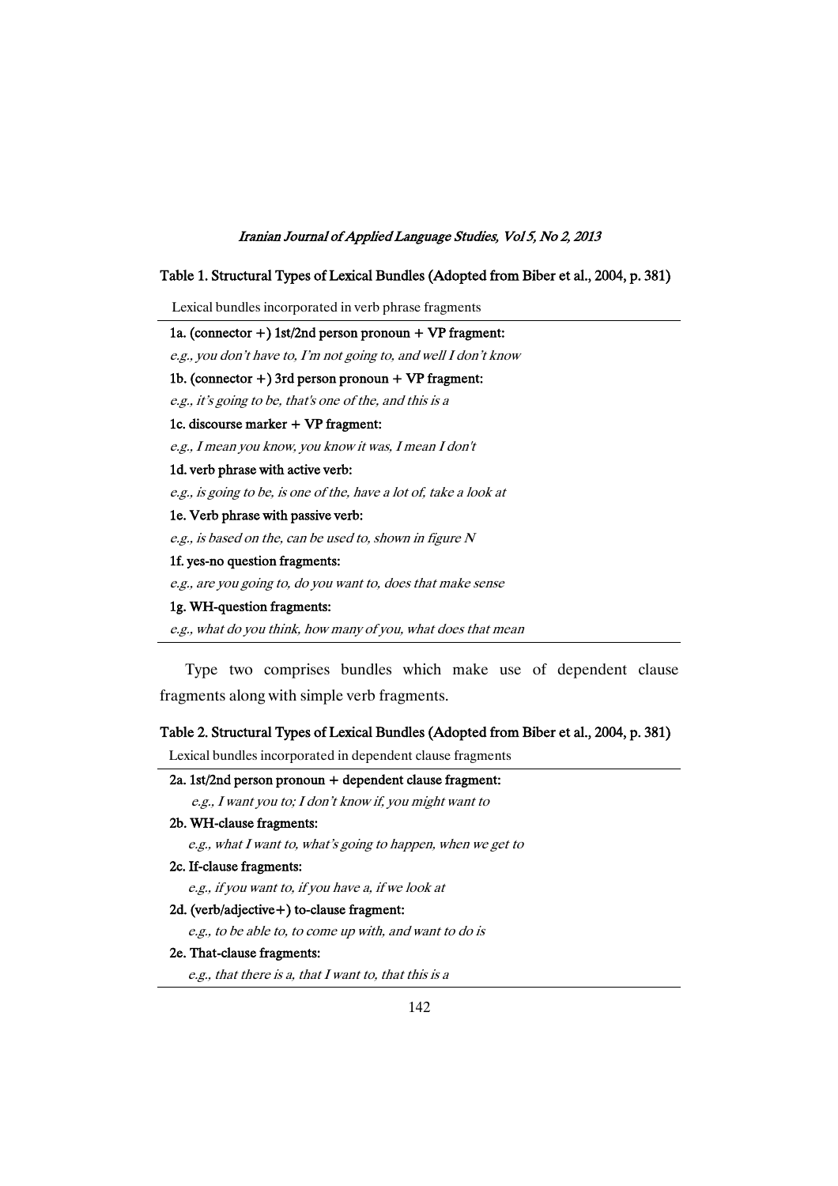**Table 1. Structural Types of Lexical Bundles (Adopted from Biber et al., 2004, p. 381)**

| Lexical bundles incorporated in verb phrase fragments |
|---|
| **1a. (connector +) 1st/2nd person pronoun + VP fragment:** |
| *e.g., you don't have to, I'm not going to, and well I don't know* |
| **1b. (connector +) 3rd person pronoun + VP fragment:** |
| *e.g., it's going to be, that's one of the, and this is a* |
| **1c. discourse marker + VP fragment:** |
| *e.g., I mean you know, you know it was, I mean I don't* |
| **1d. verb phrase with active verb:** |
| *e.g., is going to be, is one of the, have a lot of, take a look at* |
| **1e. Verb phrase with passive verb:** |
| *e.g., is based on the, can be used to, shown in figure N* |
| **1f. yes-no question fragments:** |
| *e.g., are you going to, do you want to, does that make sense* |
| **1g. WH-question fragments:** |
| *e.g., what do you think, how many of you, what does that mean* |

Type two comprises bundles which make use of dependent clause fragments along with simple verb fragments.

**Table 2. Structural Types of Lexical Bundles (Adopted from Biber et al., 2004, p. 381)**

| Lexical bundles incorporated in dependent clause fragments |
|---|
| **2a. 1st/2nd person pronoun + dependent clause fragment:** |
| *e.g., I want you to; I don't know if, you might want to* |
| **2b. WH-clause fragments:** |
| *e.g., what I want to, what's going to happen, when we get to* |
| **2c. If-clause fragments:** |
| *e.g., if you want to, if you have a, if we look at* |
| **2d. (verb/adjective+) to-clause fragment:** |
| *e.g., to be able to, to come up with, and want to do is* |
| **2e. That-clause fragments:** |
| *e.g., that there is a, that I want to, that this is a* |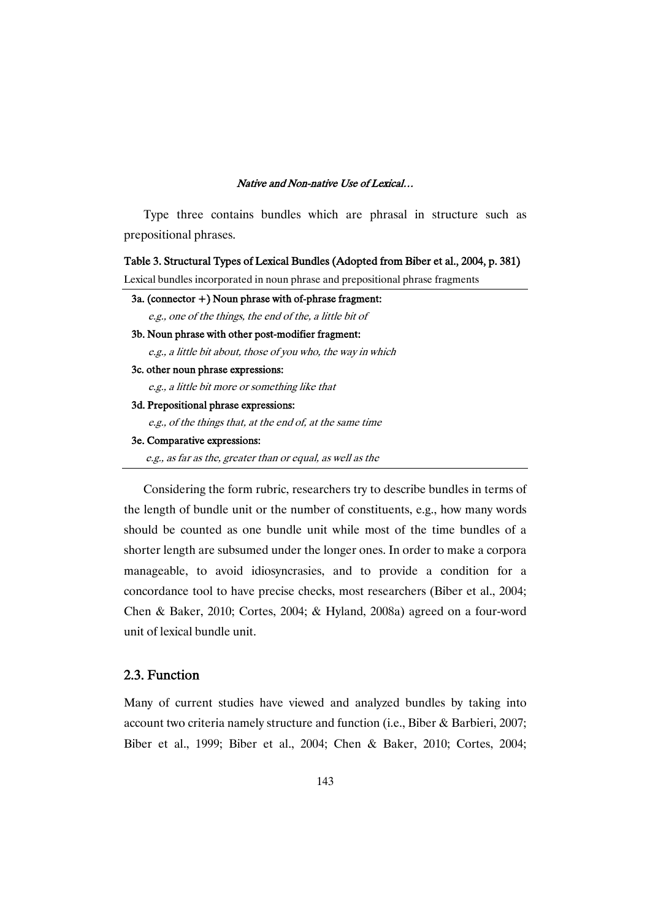Type three contains bundles which are phrasal in structure such as prepositional phrases.

**Table 3. Structural Types of Lexical Bundles (Adopted from Biber et al., 2004, p. 381)**

| Lexical bundles incorporated in noun phrase and prepositional phrase fragments |
|---|
| **3a. (connector +) Noun phrase with of-phrase fragment:** |
| *e.g., one of the things, the end of the, a little bit of* |
| **3b. Noun phrase with other post-modifier fragment:** |
| *e.g., a little bit about, those of you who, the way in which* |
| **3c. other noun phrase expressions:** |
| *e.g., a little bit more or something like that* |
| **3d. Prepositional phrase expressions:** |
| *e.g., of the things that, at the end of, at the same time* |
| **3e. Comparative expressions:** |
| *e.g., as far as the, greater than or equal, as well as the* |

Considering the form rubric, researchers try to describe bundles in terms of the length of bundle unit or the number of constituents, e.g., how many words should be counted as one bundle unit while most of the time bundles of a shorter length are subsumed under the longer ones. In order to make a corpora manageable, to avoid idiosyncrasies, and to provide a condition for a concordance tool to have precise checks, most researchers (Biber et al., 2004; Chen & Baker, 2010; Cortes, 2004; & Hyland, 2008a) agreed on a four-word unit of lexical bundle unit.

## 2.3. Function

Many of current studies have viewed and analyzed bundles by taking into account two criteria namely structure and function (i.e., Biber & Barbieri, 2007; Biber et al., 1999; Biber et al., 2004; Chen & Baker, 2010; Cortes, 2004;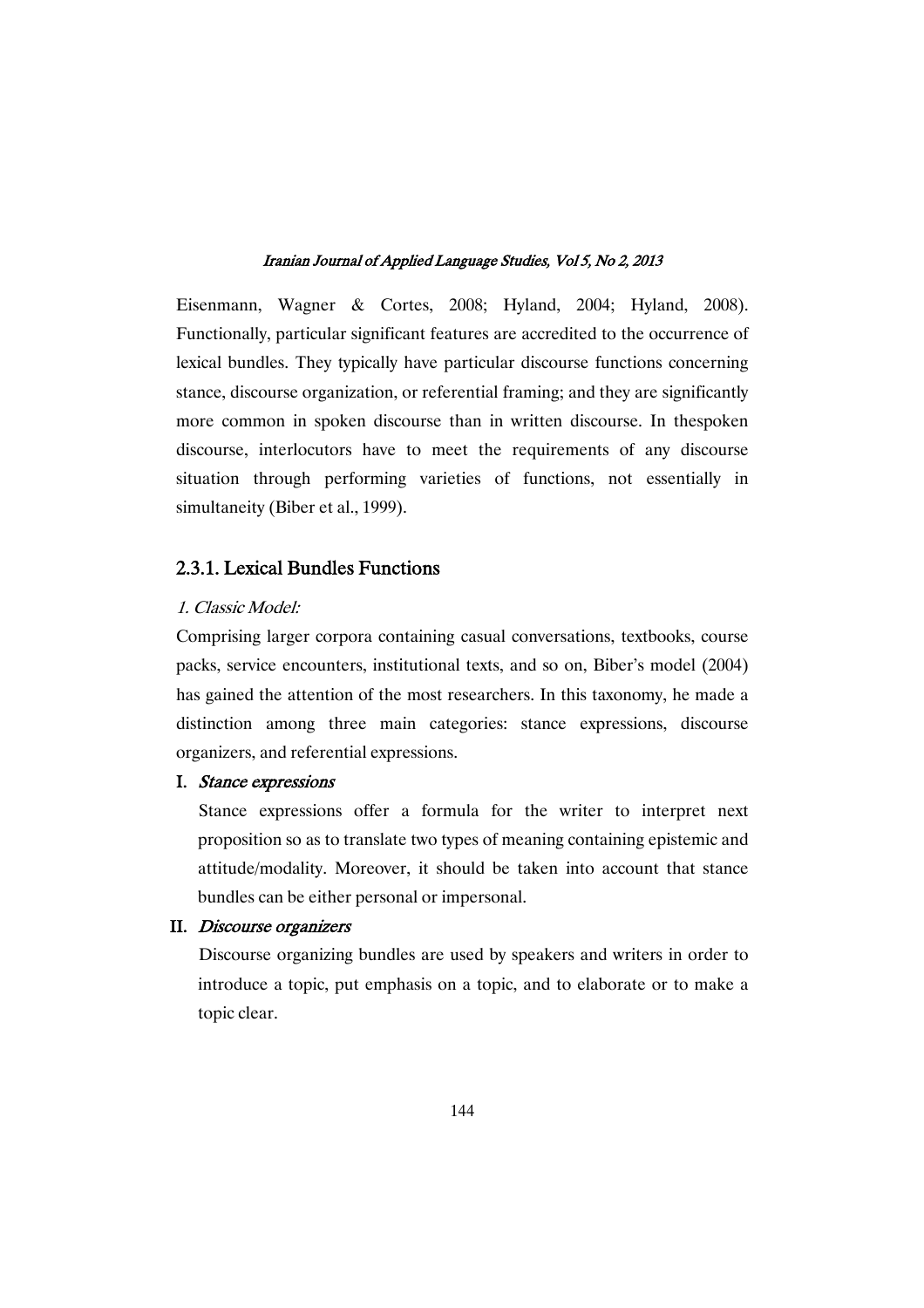Eisenmann, Wagner & Cortes, 2008; Hyland, 2004; Hyland, 2008). Functionally, particular significant features are accredited to the occurrence of lexical bundles. They typically have particular discourse functions concerning stance, discourse organization, or referential framing; and they are significantly more common in spoken discourse than in written discourse. In thespoken discourse, interlocutors have to meet the requirements of any discourse situation through performing varieties of functions, not essentially in simultaneity (Biber et al., 1999).

### 2.3.1. Lexical Bundles Functions

*1. Classic Model:*

Comprising larger corpora containing casual conversations, textbooks, course packs, service encounters, institutional texts, and so on, Biber's model (2004) has gained the attention of the most researchers. In this taxonomy, he made a distinction among three main categories: stance expressions, discourse organizers, and referential expressions.

**I.** ***Stance expressions***

Stance expressions offer a formula for the writer to interpret next proposition so as to translate two types of meaning containing epistemic and attitude/modality. Moreover, it should be taken into account that stance bundles can be either personal or impersonal.

**II.** ***Discourse organizers***

Discourse organizing bundles are used by speakers and writers in order to introduce a topic, put emphasis on a topic, and to elaborate or to make a topic clear.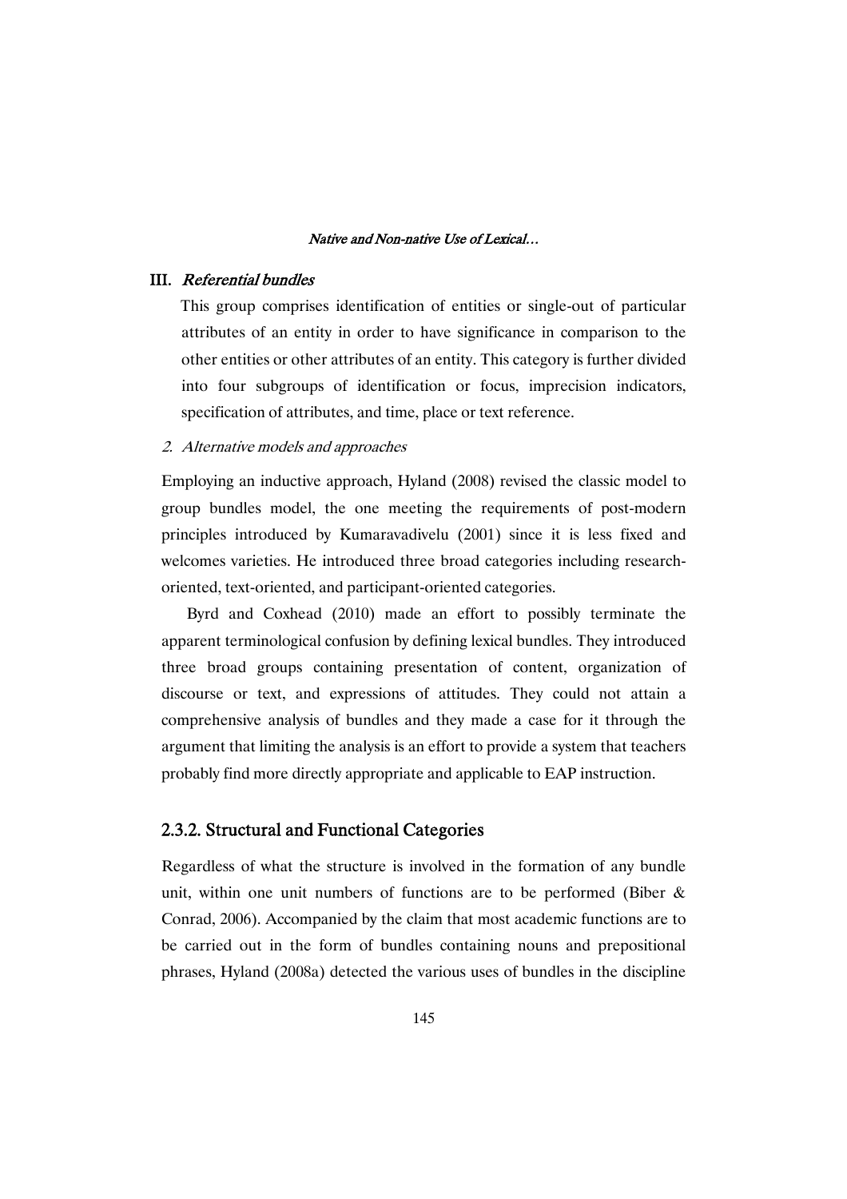**III.** ***Referential bundles***

This group comprises identification of entities or single-out of particular attributes of an entity in order to have significance in comparison to the other entities or other attributes of an entity. This category is further divided into four subgroups of identification or focus, imprecision indicators, specification of attributes, and time, place or text reference.

*2. Alternative models and approaches*

Employing an inductive approach, Hyland (2008) revised the classic model to group bundles model, the one meeting the requirements of post-modern principles introduced by Kumaravadivelu (2001) since it is less fixed and welcomes varieties. He introduced three broad categories including research-oriented, text-oriented, and participant-oriented categories.

Byrd and Coxhead (2010) made an effort to possibly terminate the apparent terminological confusion by defining lexical bundles. They introduced three broad groups containing presentation of content, organization of discourse or text, and expressions of attitudes. They could not attain a comprehensive analysis of bundles and they made a case for it through the argument that limiting the analysis is an effort to provide a system that teachers probably find more directly appropriate and applicable to EAP instruction.

### 2.3.2. Structural and Functional Categories

Regardless of what the structure is involved in the formation of any bundle unit, within one unit numbers of functions are to be performed (Biber & Conrad, 2006). Accompanied by the claim that most academic functions are to be carried out in the form of bundles containing nouns and prepositional phrases, Hyland (2008a) detected the various uses of bundles in the discipline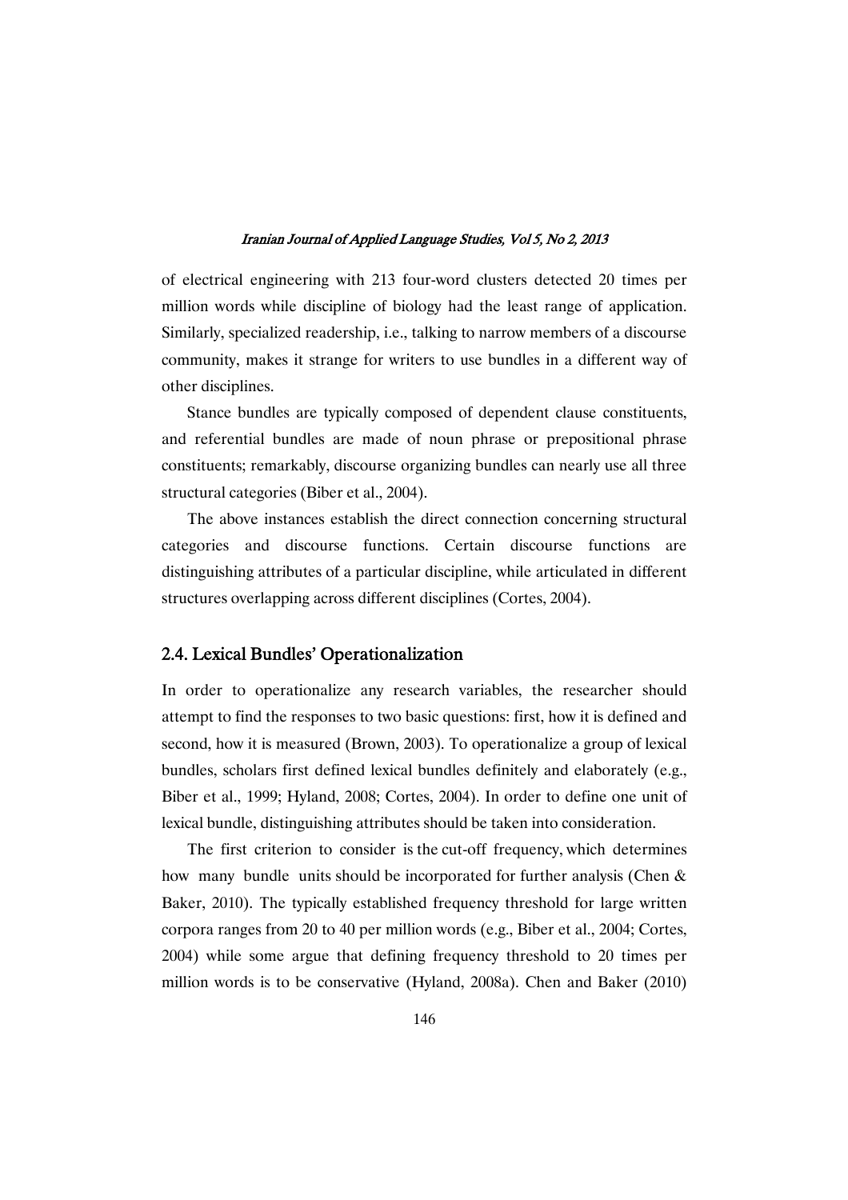of electrical engineering with 213 four-word clusters detected 20 times per million words while discipline of biology had the least range of application. Similarly, specialized readership, i.e., talking to narrow members of a discourse community, makes it strange for writers to use bundles in a different way of other disciplines.

Stance bundles are typically composed of dependent clause constituents, and referential bundles are made of noun phrase or prepositional phrase constituents; remarkably, discourse organizing bundles can nearly use all three structural categories (Biber et al., 2004).

The above instances establish the direct connection concerning structural categories and discourse functions. Certain discourse functions are distinguishing attributes of a particular discipline, while articulated in different structures overlapping across different disciplines (Cortes, 2004).

## 2.4. Lexical Bundles' Operationalization

In order to operationalize any research variables, the researcher should attempt to find the responses to two basic questions: first, how it is defined and second, how it is measured (Brown, 2003). To operationalize a group of lexical bundles, scholars first defined lexical bundles definitely and elaborately (e.g., Biber et al., 1999; Hyland, 2008; Cortes, 2004). In order to define one unit of lexical bundle, distinguishing attributes should be taken into consideration.

The first criterion to consider is the cut-off frequency, which determines how many bundle units should be incorporated for further analysis (Chen & Baker, 2010). The typically established frequency threshold for large written corpora ranges from 20 to 40 per million words (e.g., Biber et al., 2004; Cortes, 2004) while some argue that defining frequency threshold to 20 times per million words is to be conservative (Hyland, 2008a). Chen and Baker (2010)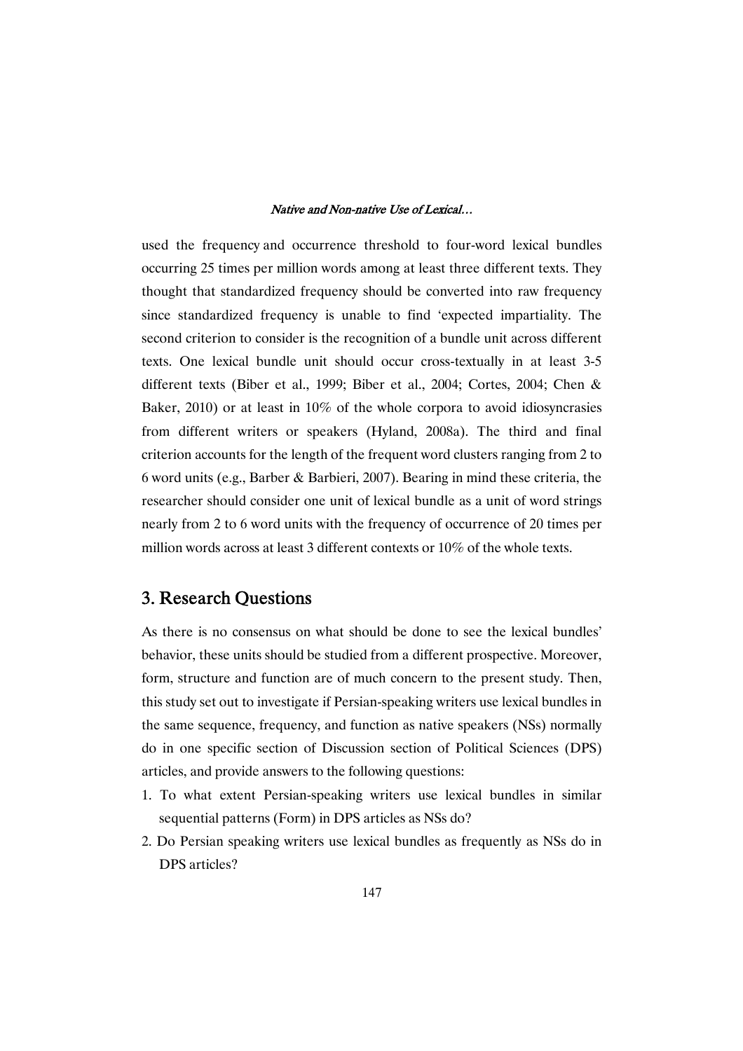used the frequency and occurrence threshold to four-word lexical bundles occurring 25 times per million words among at least three different texts. They thought that standardized frequency should be converted into raw frequency since standardized frequency is unable to find 'expected impartiality. The second criterion to consider is the recognition of a bundle unit across different texts. One lexical bundle unit should occur cross-textually in at least 3-5 different texts (Biber et al., 1999; Biber et al., 2004; Cortes, 2004; Chen & Baker, 2010) or at least in 10% of the whole corpora to avoid idiosyncrasies from different writers or speakers (Hyland, 2008a). The third and final criterion accounts for the length of the frequent word clusters ranging from 2 to 6 word units (e.g., Barber & Barbieri, 2007). Bearing in mind these criteria, the researcher should consider one unit of lexical bundle as a unit of word strings nearly from 2 to 6 word units with the frequency of occurrence of 20 times per million words across at least 3 different contexts or 10% of the whole texts.

## 3. Research Questions

As there is no consensus on what should be done to see the lexical bundles' behavior, these units should be studied from a different prospective. Moreover, form, structure and function are of much concern to the present study. Then, this study set out to investigate if Persian-speaking writers use lexical bundles in the same sequence, frequency, and function as native speakers (NSs) normally do in one specific section of Discussion section of Political Sciences (DPS) articles, and provide answers to the following questions:

1. To what extent Persian-speaking writers use lexical bundles in similar sequential patterns (Form) in DPS articles as NSs do?
2. Do Persian speaking writers use lexical bundles as frequently as NSs do in DPS articles?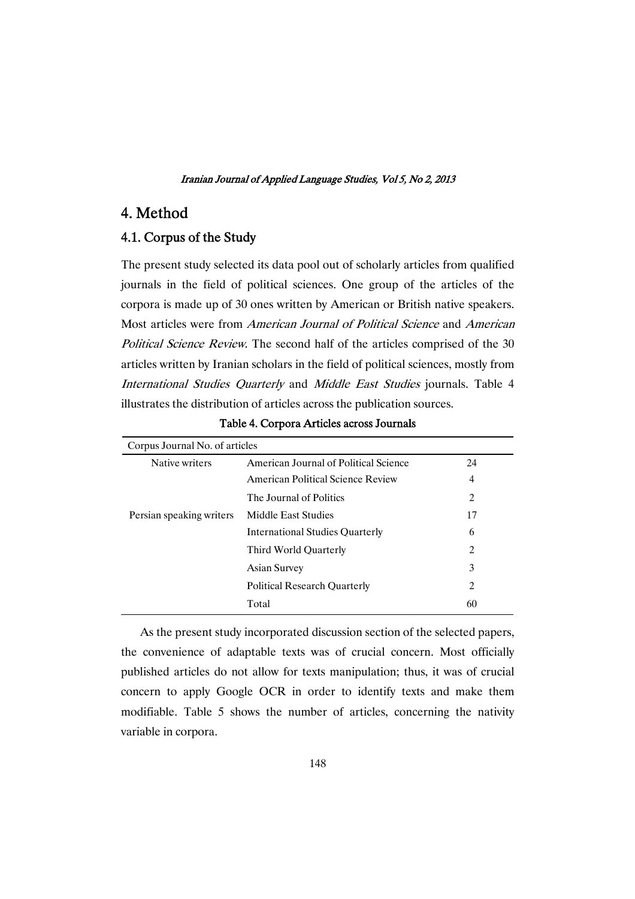# 4. Method

## 4.1. Corpus of the Study

The present study selected its data pool out of scholarly articles from qualified journals in the field of political sciences. One group of the articles of the corpora is made up of 30 ones written by American or British native speakers. Most articles were from *American Journal of Political Science* and *American Political Science Review*. The second half of the articles comprised of the 30 articles written by Iranian scholars in the field of political sciences, mostly from *International Studies Quarterly* and *Middle East Studies* journals. Table 4 illustrates the distribution of articles across the publication sources.

**Table 4. Corpora Articles across Journals**

| Corpus | Journal | No. of articles |
|---|---|---|
| Native writers | American Journal of Political Science | 24 |
| | American Political Science Review | 4 |
| | The Journal of Politics | 2 |
| Persian speaking writers | Middle East Studies | 17 |
| | International Studies Quarterly | 6 |
| | Third World Quarterly | 2 |
| | Asian Survey | 3 |
| | Political Research Quarterly | 2 |
| | Total | 60 |

As the present study incorporated discussion section of the selected papers, the convenience of adaptable texts was of crucial concern. Most officially published articles do not allow for texts manipulation; thus, it was of crucial concern to apply Google OCR in order to identify texts and make them modifiable. Table 5 shows the number of articles, concerning the nativity variable in corpora.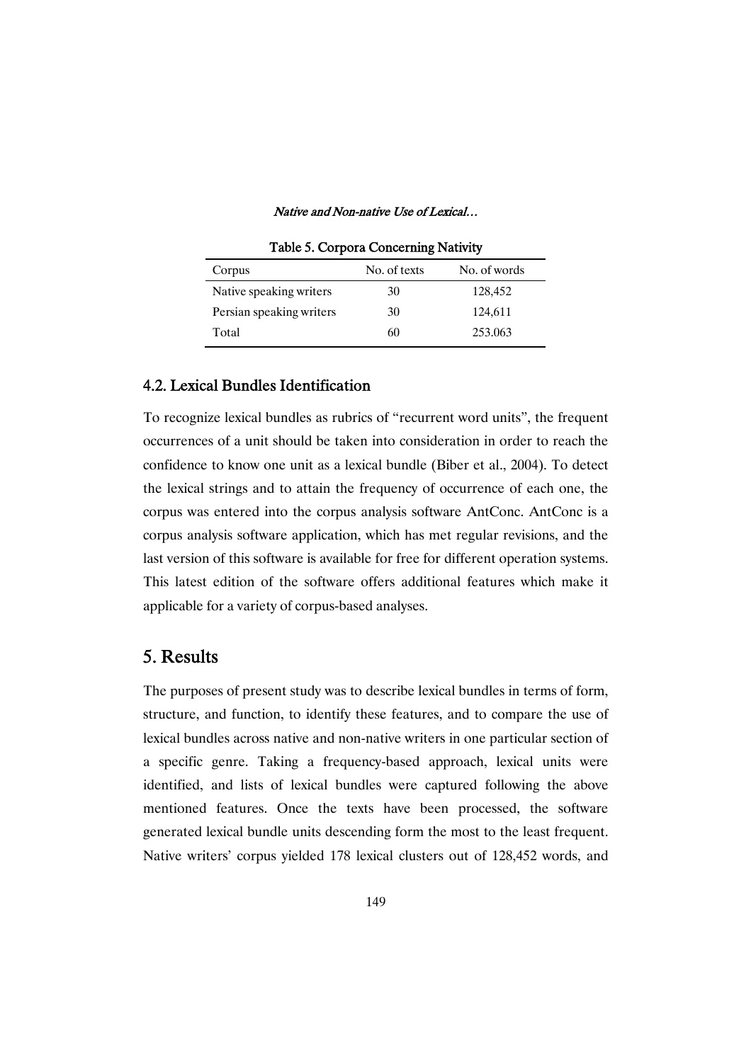Table 5. Corpora Concerning Nativity

| Corpus | No. of texts | No. of words |
|---|---|---|
| Native speaking writers | 30 | 128,452 |
| Persian speaking writers | 30 | 124,611 |
| Total | 60 | 253.063 |

### 4.2. Lexical Bundles Identification

To recognize lexical bundles as rubrics of "recurrent word units", the frequent occurrences of a unit should be taken into consideration in order to reach the confidence to know one unit as a lexical bundle (Biber et al., 2004). To detect the lexical strings and to attain the frequency of occurrence of each one, the corpus was entered into the corpus analysis software AntConc. AntConc is a corpus analysis software application, which has met regular revisions, and the last version of this software is available for free for different operation systems. This latest edition of the software offers additional features which make it applicable for a variety of corpus-based analyses.

## 5. Results

The purposes of present study was to describe lexical bundles in terms of form, structure, and function, to identify these features, and to compare the use of lexical bundles across native and non-native writers in one particular section of a specific genre. Taking a frequency-based approach, lexical units were identified, and lists of lexical bundles were captured following the above mentioned features. Once the texts have been processed, the software generated lexical bundle units descending form the most to the least frequent. Native writers' corpus yielded 178 lexical clusters out of 128,452 words, and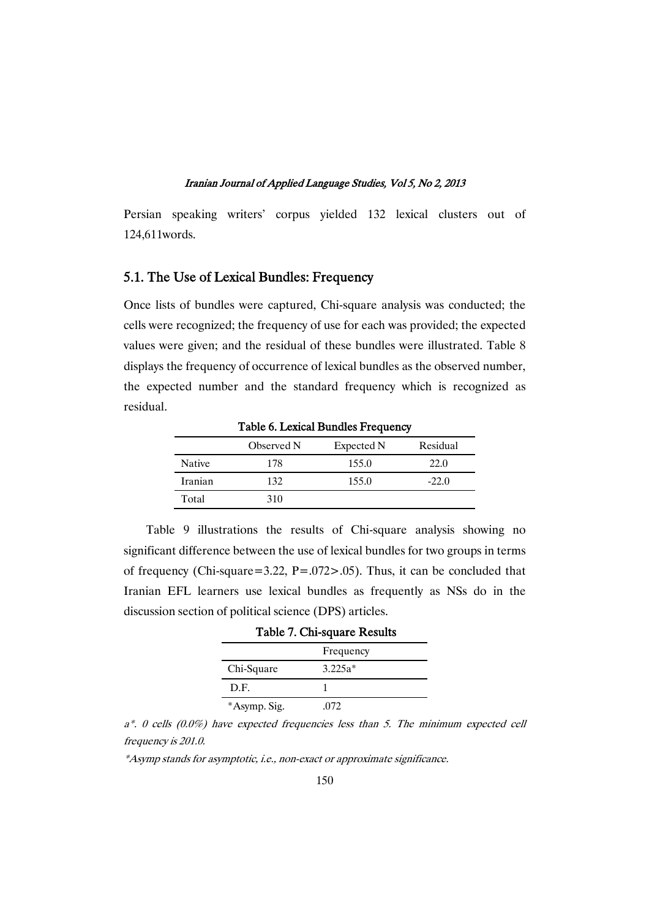Persian speaking writers' corpus yielded 132 lexical clusters out of 124,611words.

## 5.1. The Use of Lexical Bundles: Frequency

Once lists of bundles were captured, Chi-square analysis was conducted; the cells were recognized; the frequency of use for each was provided; the expected values were given; and the residual of these bundles were illustrated. Table 8 displays the frequency of occurrence of lexical bundles as the observed number, the expected number and the standard frequency which is recognized as residual.

**Table 6. Lexical Bundles Frequency**

| | Observed N | Expected N | Residual |
|---|---|---|---|
| Native | 178 | 155.0 | 22.0 |
| Iranian | 132 | 155.0 | -22.0 |
| Total | 310 | | |

Table 9 illustrations the results of Chi-square analysis showing no significant difference between the use of lexical bundles for two groups in terms of frequency (Chi-square=3.22, P=.072>.05). Thus, it can be concluded that Iranian EFL learners use lexical bundles as frequently as NSs do in the discussion section of political science (DPS) articles.

**Table 7. Chi-square Results**

| | Frequency |
|---|---|
| Chi-Square | 3.225a* |
| D.F. | 1 |
| *Asymp. Sig. | .072 |

*a\*. 0 cells (0.0%) have expected frequencies less than 5. The minimum expected cell frequency is 201.0.*

*\*Asymp stands for asymptotic, i.e., non-exact or approximate significance.*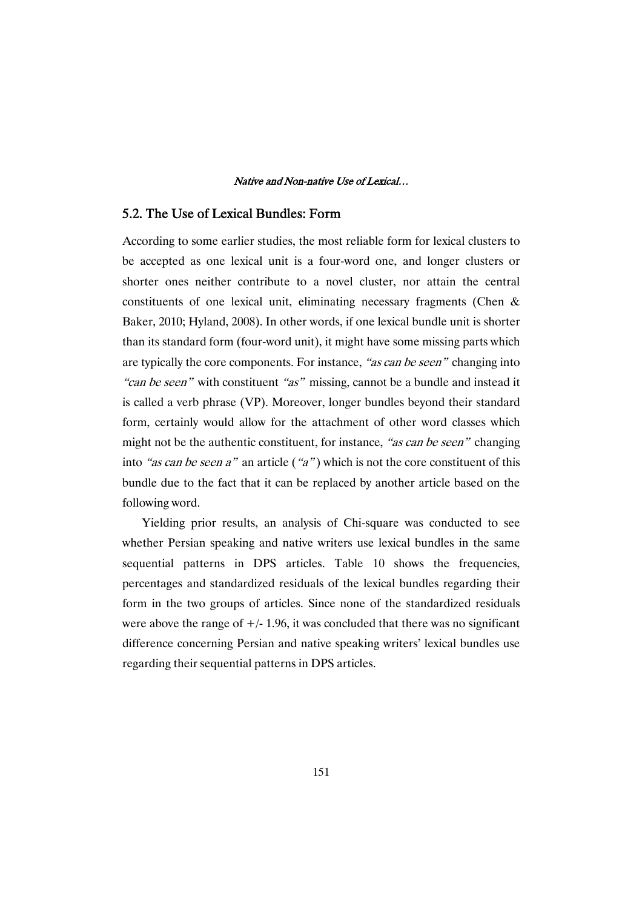## 5.2. The Use of Lexical Bundles: Form

According to some earlier studies, the most reliable form for lexical clusters to be accepted as one lexical unit is a four-word one, and longer clusters or shorter ones neither contribute to a novel cluster, nor attain the central constituents of one lexical unit, eliminating necessary fragments (Chen & Baker, 2010; Hyland, 2008). In other words, if one lexical bundle unit is shorter than its standard form (four-word unit), it might have some missing parts which are typically the core components. For instance, *"as can be seen"* changing into *"can be seen"* with constituent *"as"* missing, cannot be a bundle and instead it is called a verb phrase (VP). Moreover, longer bundles beyond their standard form, certainly would allow for the attachment of other word classes which might not be the authentic constituent, for instance, *"as can be seen"* changing into *"as can be seen a"* an article (*"a"*) which is not the core constituent of this bundle due to the fact that it can be replaced by another article based on the following word.

Yielding prior results, an analysis of Chi-square was conducted to see whether Persian speaking and native writers use lexical bundles in the same sequential patterns in DPS articles. Table 10 shows the frequencies, percentages and standardized residuals of the lexical bundles regarding their form in the two groups of articles. Since none of the standardized residuals were above the range of +/- 1.96, it was concluded that there was no significant difference concerning Persian and native speaking writers' lexical bundles use regarding their sequential patterns in DPS articles.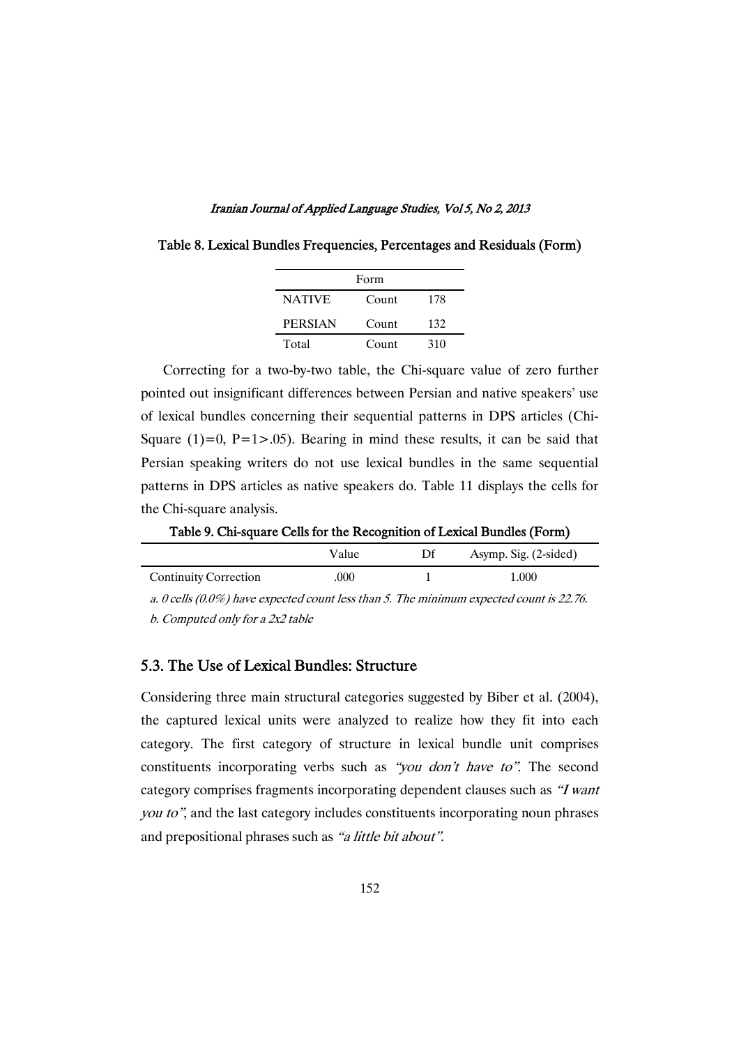**Table 8. Lexical Bundles Frequencies, Percentages and Residuals (Form)**

| | Form | |
|---|---|---|
| NATIVE | Count | 178 |
| PERSIAN | Count | 132 |
| Total | Count | 310 |

Correcting for a two-by-two table, the Chi-square value of zero further pointed out insignificant differences between Persian and native speakers' use of lexical bundles concerning their sequential patterns in DPS articles (Chi-Square (1)=0, P=1>.05). Bearing in mind these results, it can be said that Persian speaking writers do not use lexical bundles in the same sequential patterns in DPS articles as native speakers do. Table 11 displays the cells for the Chi-square analysis.

**Table 9. Chi-square Cells for the Recognition of Lexical Bundles (Form)**

| | Value | Df | Asymp. Sig. (2-sided) |
|---|---|---|---|
| Continuity Correction | .000 | 1 | 1.000 |

*a. 0 cells (0.0%) have expected count less than 5. The minimum expected count is 22.76.*

*b. Computed only for a 2x2 table*

## 5.3. The Use of Lexical Bundles: Structure

Considering three main structural categories suggested by Biber et al. (2004), the captured lexical units were analyzed to realize how they fit into each category. The first category of structure in lexical bundle unit comprises constituents incorporating verbs such as *"you don't have to"*. The second category comprises fragments incorporating dependent clauses such as *"I want you to"*, and the last category includes constituents incorporating noun phrases and prepositional phrases such as *"a little bit about"*.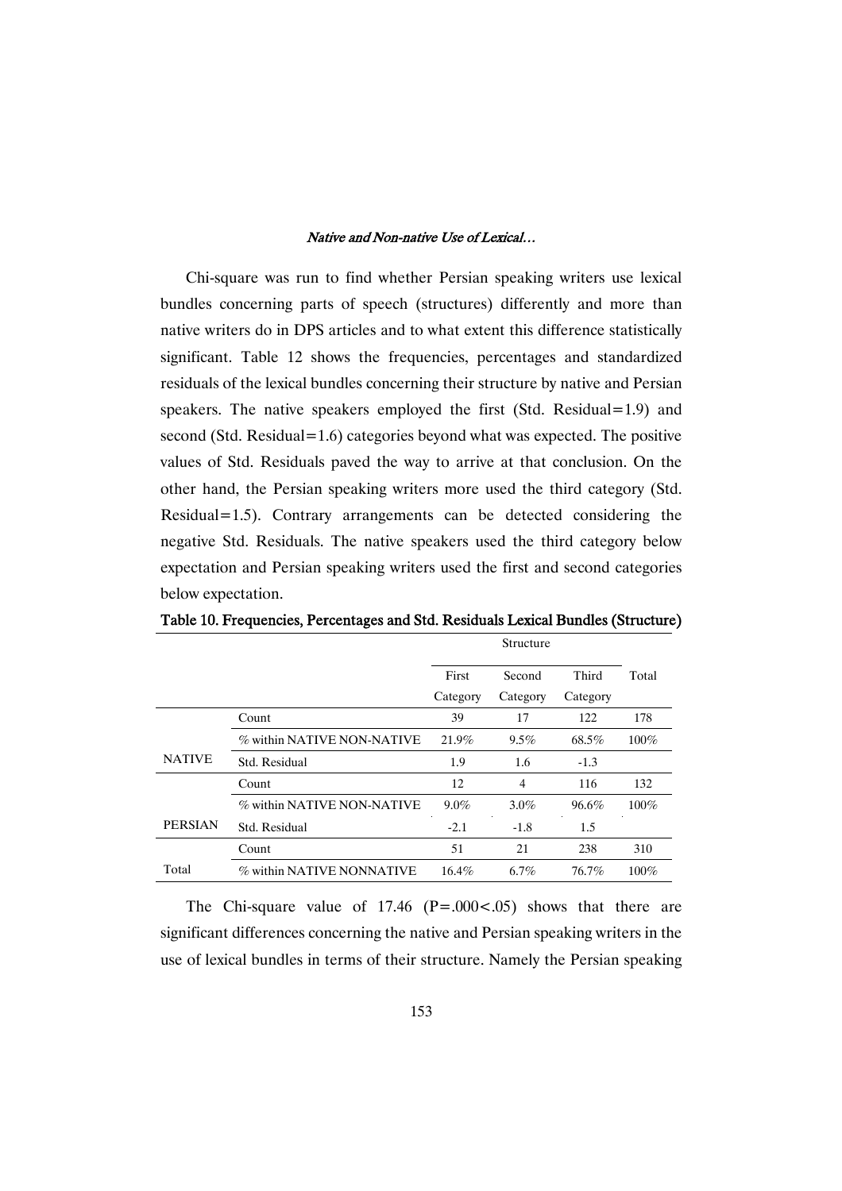Chi-square was run to find whether Persian speaking writers use lexical bundles concerning parts of speech (structures) differently and more than native writers do in DPS articles and to what extent this difference statistically significant. Table 12 shows the frequencies, percentages and standardized residuals of the lexical bundles concerning their structure by native and Persian speakers. The native speakers employed the first (Std. Residual=1.9) and second (Std. Residual=1.6) categories beyond what was expected. The positive values of Std. Residuals paved the way to arrive at that conclusion. On the other hand, the Persian speaking writers more used the third category (Std. Residual=1.5). Contrary arrangements can be detected considering the negative Std. Residuals. The native speakers used the third category below expectation and Persian speaking writers used the first and second categories below expectation.

**Table 10. Frequencies, Percentages and Std. Residuals Lexical Bundles (Structure)**

| | | Structure | | | Total |
|---|---|---|---|---|---|
| | | First Category | Second Category | Third Category | |
| NATIVE | Count | 39 | 17 | 122 | 178 |
| | % within NATIVE NON-NATIVE | 21.9% | 9.5% | 68.5% | 100% |
| | Std. Residual | 1.9 | 1.6 | -1.3 | |
| PERSIAN | Count | 12 | 4 | 116 | 132 |
| | % within NATIVE NON-NATIVE | 9.0% | 3.0% | 96.6% | 100% |
| | Std. Residual | -2.1 | -1.8 | 1.5 | |
| Total | Count | 51 | 21 | 238 | 310 |
| | % within NATIVE NONNATIVE | 16.4% | 6.7% | 76.7% | 100% |

The Chi-square value of 17.46 (P=.000<.05) shows that there are significant differences concerning the native and Persian speaking writers in the use of lexical bundles in terms of their structure. Namely the Persian speaking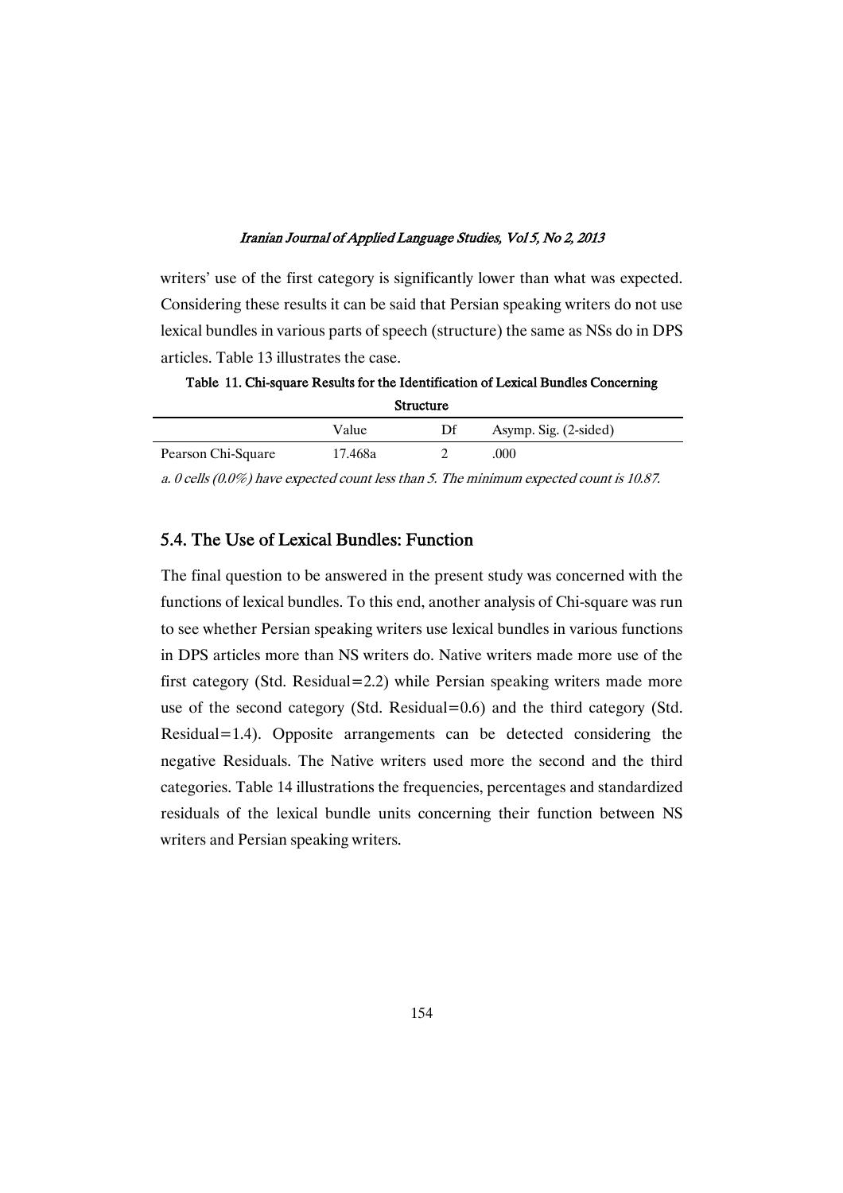writers' use of the first category is significantly lower than what was expected. Considering these results it can be said that Persian speaking writers do not use lexical bundles in various parts of speech (structure) the same as NSs do in DPS articles. Table 13 illustrates the case.

**Table 11. Chi-square Results for the Identification of Lexical Bundles Concerning Structure**

| | Value | Df | Asymp. Sig. (2-sided) |
|---|---|---|---|
| Pearson Chi-Square | 17.468a | 2 | .000 |

*a. 0 cells (0.0%) have expected count less than 5. The minimum expected count is 10.87.*

## 5.4. The Use of Lexical Bundles: Function

The final question to be answered in the present study was concerned with the functions of lexical bundles. To this end, another analysis of Chi-square was run to see whether Persian speaking writers use lexical bundles in various functions in DPS articles more than NS writers do. Native writers made more use of the first category (Std. Residual=2.2) while Persian speaking writers made more use of the second category (Std. Residual=0.6) and the third category (Std. Residual=1.4). Opposite arrangements can be detected considering the negative Residuals. The Native writers used more the second and the third categories. Table 14 illustrations the frequencies, percentages and standardized residuals of the lexical bundle units concerning their function between NS writers and Persian speaking writers.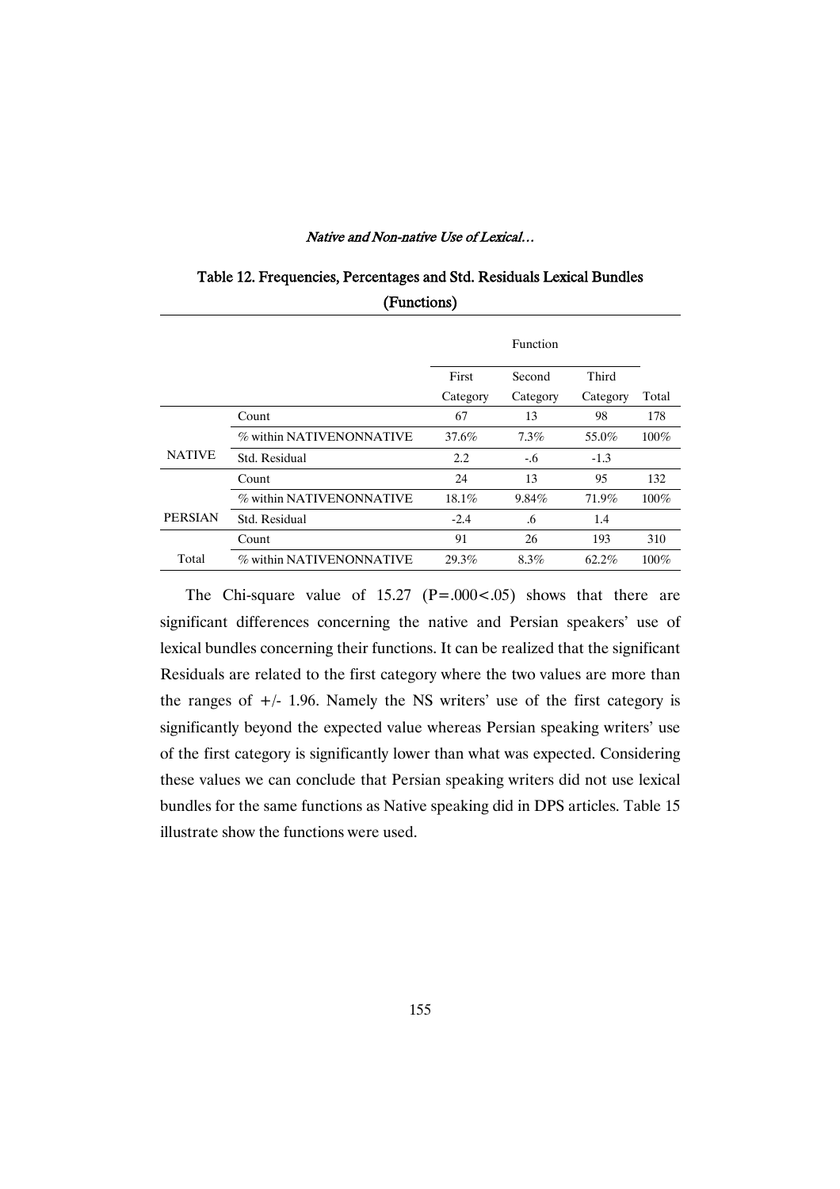Table 12. Frequencies, Percentages and Std. Residuals Lexical Bundles (Functions)

| | | Function | | | |
|---|---|---|---|---|---|
| | | First Category | Second Category | Third Category | Total |
| NATIVE | Count | 67 | 13 | 98 | 178 |
| | % within NATIVENONNATIVE | 37.6% | 7.3% | 55.0% | 100% |
| | Std. Residual | 2.2 | -.6 | -1.3 | |
| PERSIAN | Count | 24 | 13 | 95 | 132 |
| | % within NATIVENONNATIVE | 18.1% | 9.84% | 71.9% | 100% |
| | Std. Residual | -2.4 | .6 | 1.4 | |
| Total | Count | 91 | 26 | 193 | 310 |
| | % within NATIVENONNATIVE | 29.3% | 8.3% | 62.2% | 100% |

The Chi-square value of 15.27 ($P=.000<.05$) shows that there are significant differences concerning the native and Persian speakers' use of lexical bundles concerning their functions. It can be realized that the significant Residuals are related to the first category where the two values are more than the ranges of +/- 1.96. Namely the NS writers' use of the first category is significantly beyond the expected value whereas Persian speaking writers' use of the first category is significantly lower than what was expected. Considering these values we can conclude that Persian speaking writers did not use lexical bundles for the same functions as Native speaking did in DPS articles. Table 15 illustrate show the functions were used.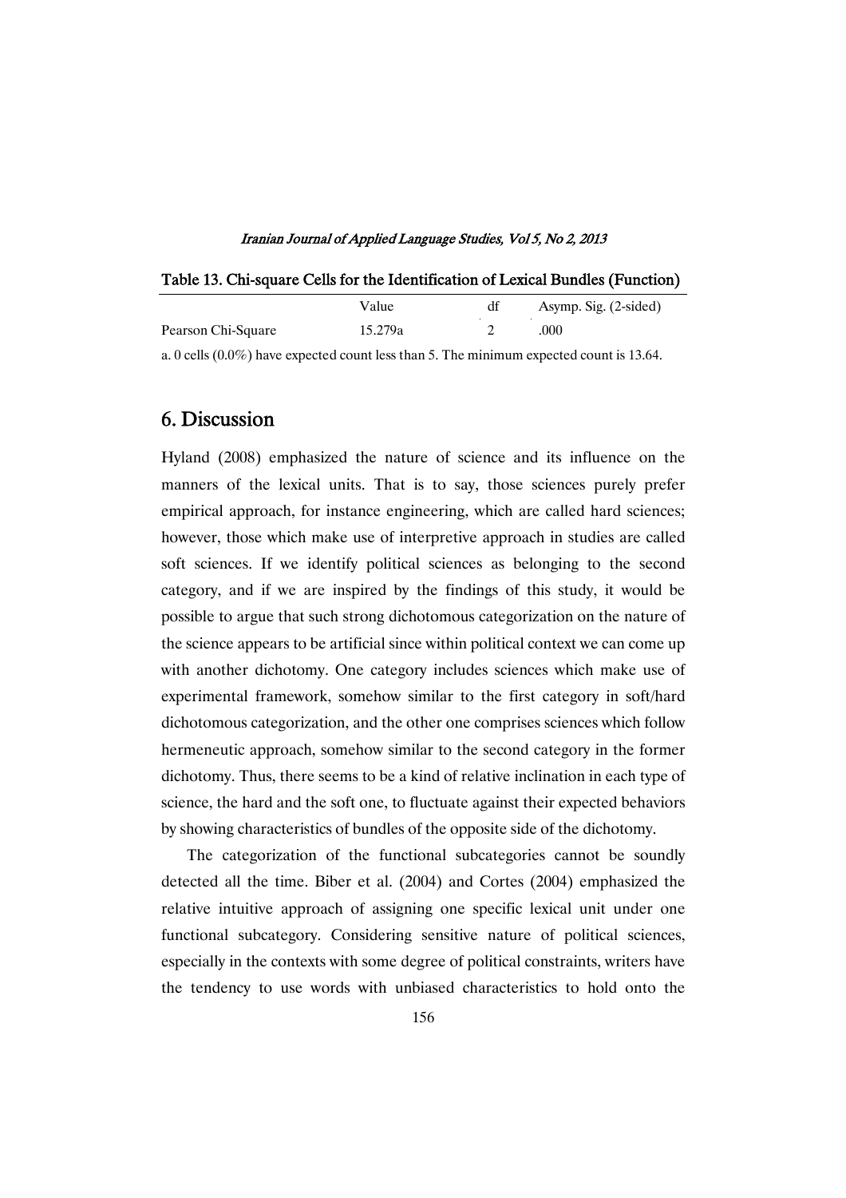Table 13. Chi-square Cells for the Identification of Lexical Bundles (Function)

| | Value | df | Asymp. Sig. (2-sided) |
|---|---|---|---|
| Pearson Chi-Square | 15.279a | 2 | .000 |

a. 0 cells (0.0%) have expected count less than 5. The minimum expected count is 13.64.

## 6. Discussion

Hyland (2008) emphasized the nature of science and its influence on the manners of the lexical units. That is to say, those sciences purely prefer empirical approach, for instance engineering, which are called hard sciences; however, those which make use of interpretive approach in studies are called soft sciences. If we identify political sciences as belonging to the second category, and if we are inspired by the findings of this study, it would be possible to argue that such strong dichotomous categorization on the nature of the science appears to be artificial since within political context we can come up with another dichotomy. One category includes sciences which make use of experimental framework, somehow similar to the first category in soft/hard dichotomous categorization, and the other one comprises sciences which follow hermeneutic approach, somehow similar to the second category in the former dichotomy. Thus, there seems to be a kind of relative inclination in each type of science, the hard and the soft one, to fluctuate against their expected behaviors by showing characteristics of bundles of the opposite side of the dichotomy.

The categorization of the functional subcategories cannot be soundly detected all the time. Biber et al. (2004) and Cortes (2004) emphasized the relative intuitive approach of assigning one specific lexical unit under one functional subcategory. Considering sensitive nature of political sciences, especially in the contexts with some degree of political constraints, writers have the tendency to use words with unbiased characteristics to hold onto the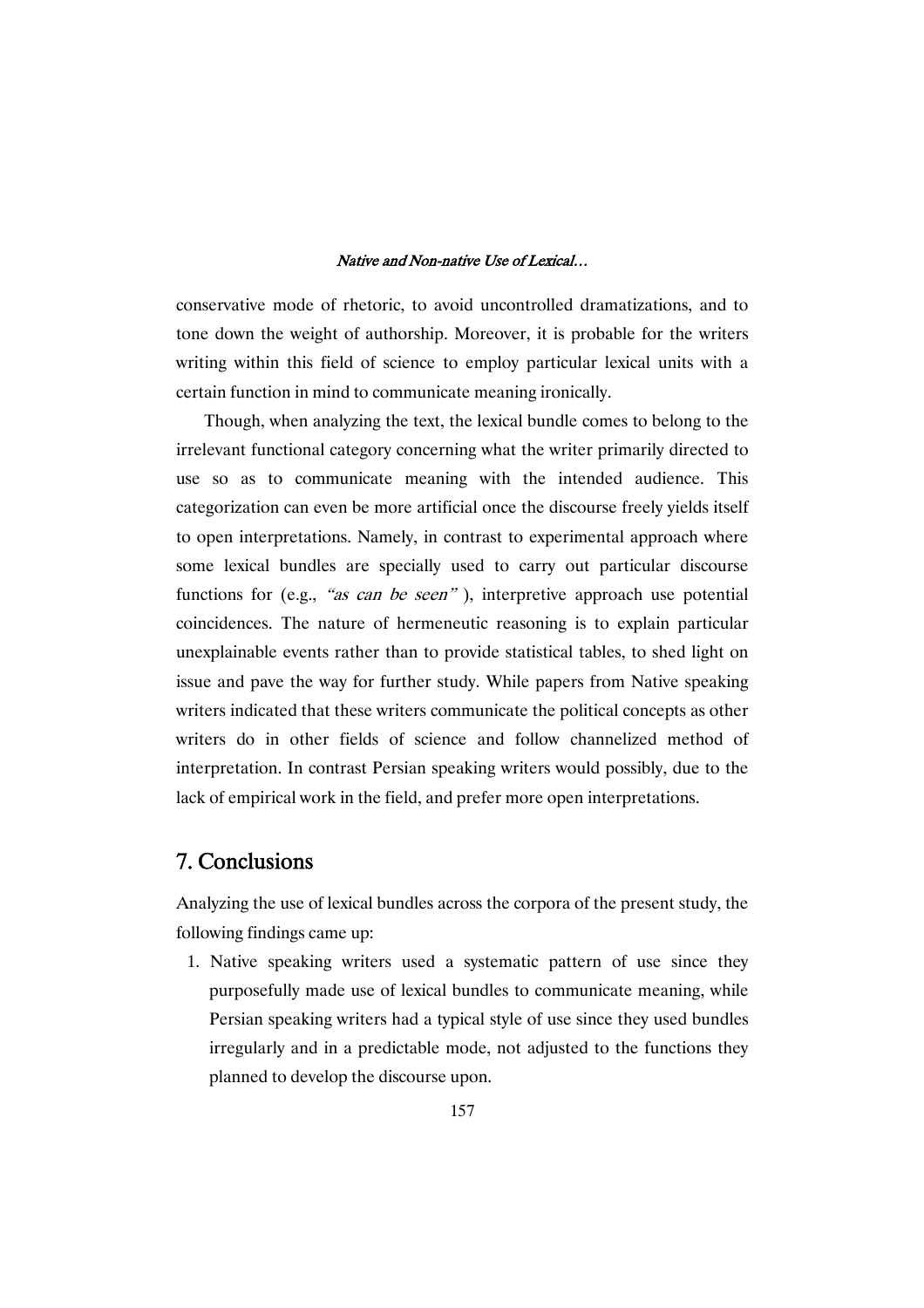conservative mode of rhetoric, to avoid uncontrolled dramatizations, and to tone down the weight of authorship. Moreover, it is probable for the writers writing within this field of science to employ particular lexical units with a certain function in mind to communicate meaning ironically.

Though, when analyzing the text, the lexical bundle comes to belong to the irrelevant functional category concerning what the writer primarily directed to use so as to communicate meaning with the intended audience. This categorization can even be more artificial once the discourse freely yields itself to open interpretations. Namely, in contrast to experimental approach where some lexical bundles are specially used to carry out particular discourse functions for (e.g., *"as can be seen"* ), interpretive approach use potential coincidences. The nature of hermeneutic reasoning is to explain particular unexplainable events rather than to provide statistical tables, to shed light on issue and pave the way for further study. While papers from Native speaking writers indicated that these writers communicate the political concepts as other writers do in other fields of science and follow channelized method of interpretation. In contrast Persian speaking writers would possibly, due to the lack of empirical work in the field, and prefer more open interpretations.

## 7. Conclusions

Analyzing the use of lexical bundles across the corpora of the present study, the following findings came up:

1. Native speaking writers used a systematic pattern of use since they purposefully made use of lexical bundles to communicate meaning, while Persian speaking writers had a typical style of use since they used bundles irregularly and in a predictable mode, not adjusted to the functions they planned to develop the discourse upon.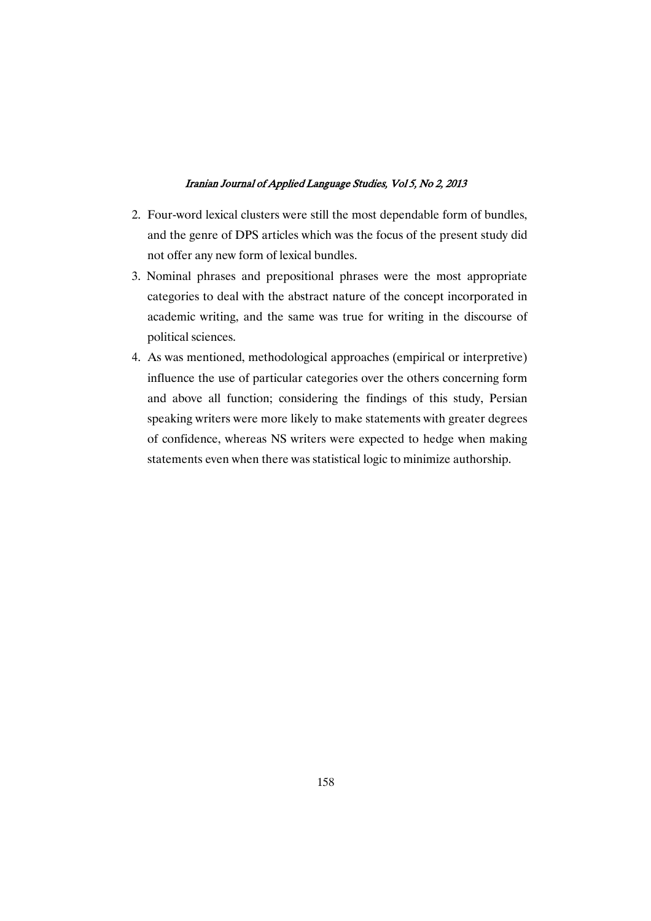2. Four-word lexical clusters were still the most dependable form of bundles, and the genre of DPS articles which was the focus of the present study did not offer any new form of lexical bundles.
3. Nominal phrases and prepositional phrases were the most appropriate categories to deal with the abstract nature of the concept incorporated in academic writing, and the same was true for writing in the discourse of political sciences.
4. As was mentioned, methodological approaches (empirical or interpretive) influence the use of particular categories over the others concerning form and above all function; considering the findings of this study, Persian speaking writers were more likely to make statements with greater degrees of confidence, whereas NS writers were expected to hedge when making statements even when there was statistical logic to minimize authorship.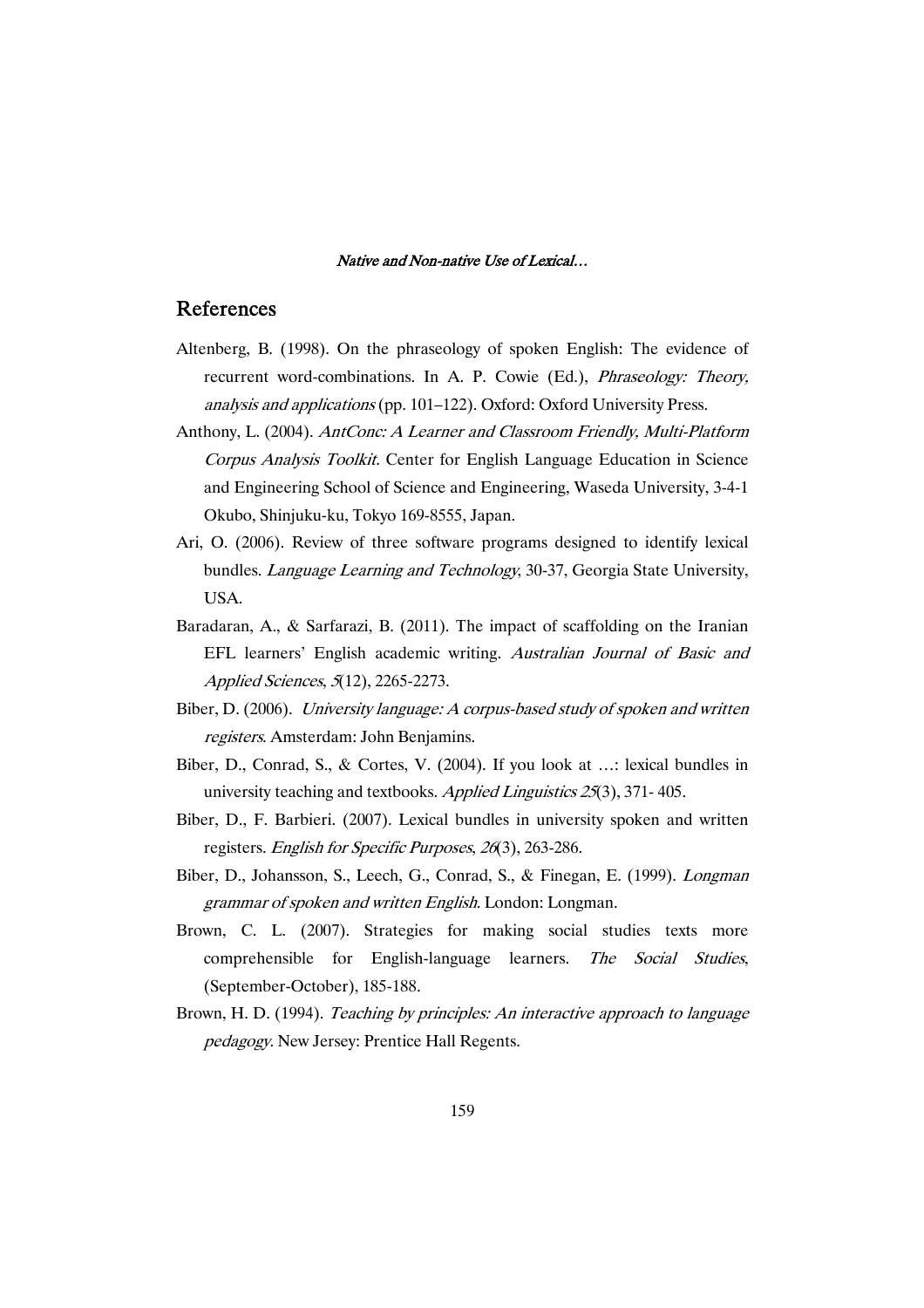## References

Altenberg, B. (1998). On the phraseology of spoken English: The evidence of recurrent word-combinations. In A. P. Cowie (Ed.), *Phraseology: Theory, analysis and applications* (pp. 101–122). Oxford: Oxford University Press.

Anthony, L. (2004). *AntConc: A Learner and Classroom Friendly, Multi-Platform Corpus Analysis Toolkit.* Center for English Language Education in Science and Engineering School of Science and Engineering, Waseda University, 3-4-1 Okubo, Shinjuku-ku, Tokyo 169-8555, Japan.

Ari, O. (2006). Review of three software programs designed to identify lexical bundles. *Language Learning and Technology*, 30-37, Georgia State University, USA.

Baradaran, A., & Sarfarazi, B. (2011). The impact of scaffolding on the Iranian EFL learners' English academic writing. *Australian Journal of Basic and Applied Sciences*, *5*(12), 2265-2273.

Biber, D. (2006). *University language: A corpus-based study of spoken and written registers*. Amsterdam: John Benjamins.

Biber, D., Conrad, S., & Cortes, V. (2004). If you look at …: lexical bundles in university teaching and textbooks. *Applied Linguistics 25*(3), 371- 405.

Biber, D., F. Barbieri. (2007). Lexical bundles in university spoken and written registers. *English for Specific Purposes*, *26*(3), 263-286.

Biber, D., Johansson, S., Leech, G., Conrad, S., & Finegan, E. (1999). *Longman grammar of spoken and written English*. London: Longman.

Brown, C. L. (2007). Strategies for making social studies texts more comprehensible for English-language learners. *The Social Studies*, (September-October), 185-188.

Brown, H. D. (1994). *Teaching by principles: An interactive approach to language pedagogy*. New Jersey: Prentice Hall Regents.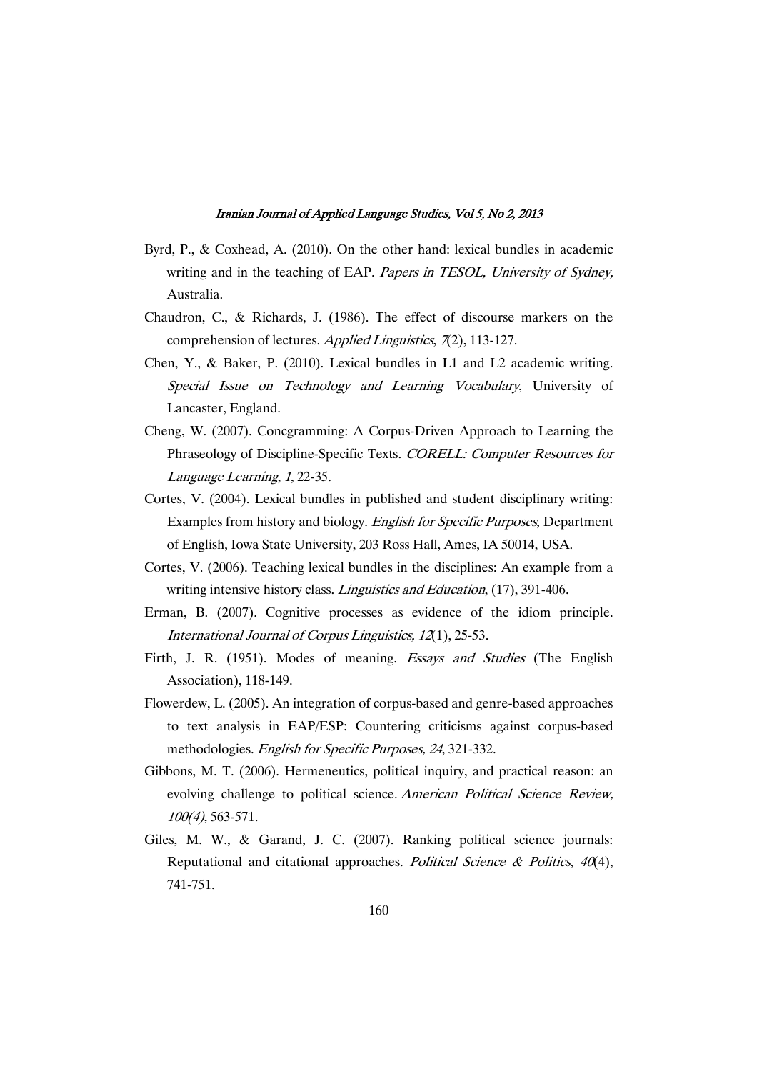Byrd, P., & Coxhead, A. (2010). On the other hand: lexical bundles in academic writing and in the teaching of EAP. *Papers in TESOL, University of Sydney*, Australia.

Chaudron, C., & Richards, J. (1986). The effect of discourse markers on the comprehension of lectures. *Applied Linguistics*, *7*(2), 113-127.

Chen, Y., & Baker, P. (2010). Lexical bundles in L1 and L2 academic writing. *Special Issue on Technology and Learning Vocabulary*, University of Lancaster, England.

Cheng, W. (2007). Concgramming: A Corpus-Driven Approach to Learning the Phraseology of Discipline-Specific Texts. *CORELL: Computer Resources for Language Learning*, *1*, 22-35.

Cortes, V. (2004). Lexical bundles in published and student disciplinary writing: Examples from history and biology. *English for Specific Purposes*, Department of English, Iowa State University, 203 Ross Hall, Ames, IA 50014, USA.

Cortes, V. (2006). Teaching lexical bundles in the disciplines: An example from a writing intensive history class. *Linguistics and Education*, (17), 391-406.

Erman, B. (2007). Cognitive processes as evidence of the idiom principle. *International Journal of Corpus Linguistics, 12*(1), 25-53.

Firth, J. R. (1951). Modes of meaning. *Essays and Studies* (The English Association), 118-149.

Flowerdew, L. (2005). An integration of corpus-based and genre-based approaches to text analysis in EAP/ESP: Countering criticisms against corpus-based methodologies. *English for Specific Purposes, 24*, 321-332.

Gibbons, M. T. (2006). Hermeneutics, political inquiry, and practical reason: an evolving challenge to political science. *American Political Science Review, 100(4),* 563-571.

Giles, M. W., & Garand, J. C. (2007). Ranking political science journals: Reputational and citational approaches. *Political Science & Politics*, *40*(4), 741-751.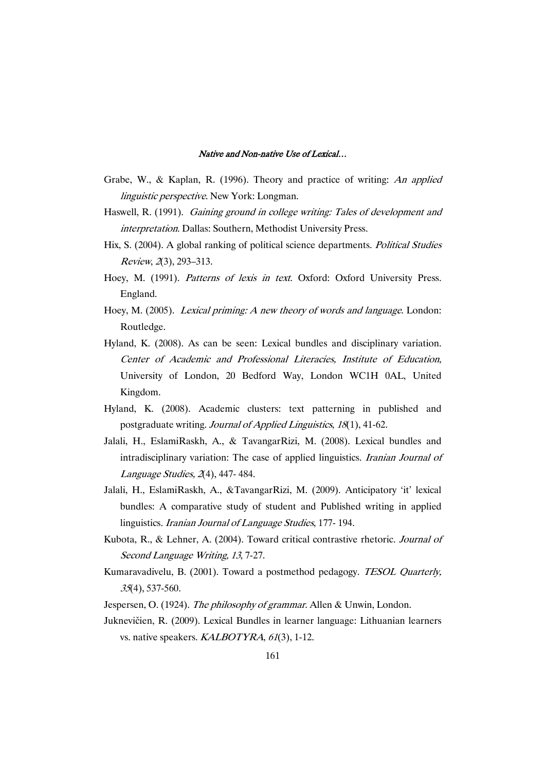Grabe, W., & Kaplan, R. (1996). Theory and practice of writing: *An applied linguistic perspective*. New York: Longman.

Haswell, R. (1991). *Gaining ground in college writing: Tales of development and interpretation*. Dallas: Southern, Methodist University Press.

Hix, S. (2004). A global ranking of political science departments. *Political Studies Review*, *2*(3), 293–313.

Hoey, M. (1991). *Patterns of lexis in text*. Oxford: Oxford University Press. England.

Hoey, M. (2005). *Lexical priming: A new theory of words and language*. London: Routledge.

Hyland, K. (2008). As can be seen: Lexical bundles and disciplinary variation. *Center of Academic and Professional Literacies, Institute of Education*, University of London, 20 Bedford Way, London WC1H 0AL, United Kingdom.

Hyland, K. (2008). Academic clusters: text patterning in published and postgraduate writing. *Journal of Applied Linguistics*, *18*(1), 41-62.

Jalali, H., EslamiRaskh, A., & TavangarRizi, M. (2008). Lexical bundles and intradisciplinary variation: The case of applied linguistics. *Iranian Journal of Language Studies, 2*(4), 447- 484.

Jalali, H., EslamiRaskh, A., &TavangarRizi, M. (2009). Anticipatory 'it' lexical bundles: A comparative study of student and Published writing in applied linguistics. *Iranian Journal of Language Studies*, 177- 194.

Kubota, R., & Lehner, A. (2004). Toward critical contrastive rhetoric. *Journal of Second Language Writing, 13*, 7-27.

Kumaravadivelu, B. (2001). Toward a postmethod pedagogy. *TESOL Quarterly, 35*(4), 537-560.

Jespersen, O. (1924). *The philosophy of grammar*. Allen & Unwin, London.

Juknevičien, R. (2009). Lexical Bundles in learner language: Lithuanian learners vs. native speakers. *KALBOTYRA*, *61*(3), 1-12.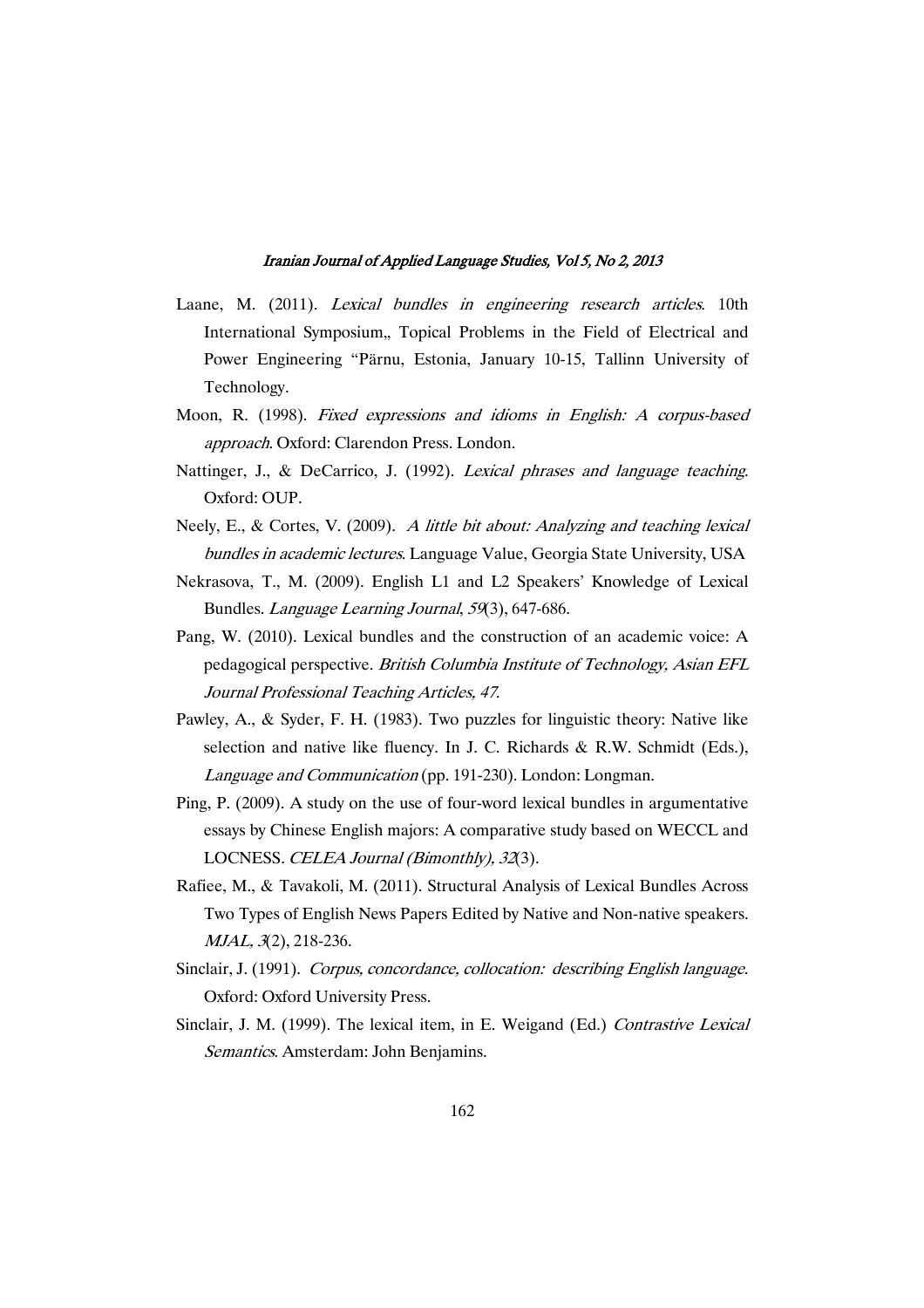Laane, M. (2011). *Lexical bundles in engineering research articles*. 10th International Symposium„ Topical Problems in the Field of Electrical and Power Engineering "Pärnu, Estonia, January 10-15, Tallinn University of Technology.

Moon, R. (1998). *Fixed expressions and idioms in English: A corpus-based approach*. Oxford: Clarendon Press. London.

Nattinger, J., & DeCarrico, J. (1992). *Lexical phrases and language teaching*. Oxford: OUP.

Neely, E., & Cortes, V. (2009). *A little bit about: Analyzing and teaching lexical bundles in academic lectures*. Language Value, Georgia State University, USA

Nekrasova, T., M. (2009). English L1 and L2 Speakers' Knowledge of Lexical Bundles. *Language Learning Journal*, *59*(3), 647-686.

Pang, W. (2010). Lexical bundles and the construction of an academic voice: A pedagogical perspective. *British Columbia Institute of Technology, Asian EFL Journal Professional Teaching Articles, 47.*

Pawley, A., & Syder, F. H. (1983). Two puzzles for linguistic theory: Native like selection and native like fluency. In J. C. Richards & R.W. Schmidt (Eds.), *Language and Communication* (pp. 191-230). London: Longman.

Ping, P. (2009). A study on the use of four-word lexical bundles in argumentative essays by Chinese English majors: A comparative study based on WECCL and LOCNESS. *CELEA Journal (Bimonthly), 32*(3).

Rafiee, M., & Tavakoli, M. (2011). Structural Analysis of Lexical Bundles Across Two Types of English News Papers Edited by Native and Non-native speakers. *MJAL, 3*(2), 218-236.

Sinclair, J. (1991). *Corpus, concordance, collocation: describing English language*. Oxford: Oxford University Press.

Sinclair, J. M. (1999). The lexical item, in E. Weigand (Ed.) *Contrastive Lexical Semantics*. Amsterdam: John Benjamins.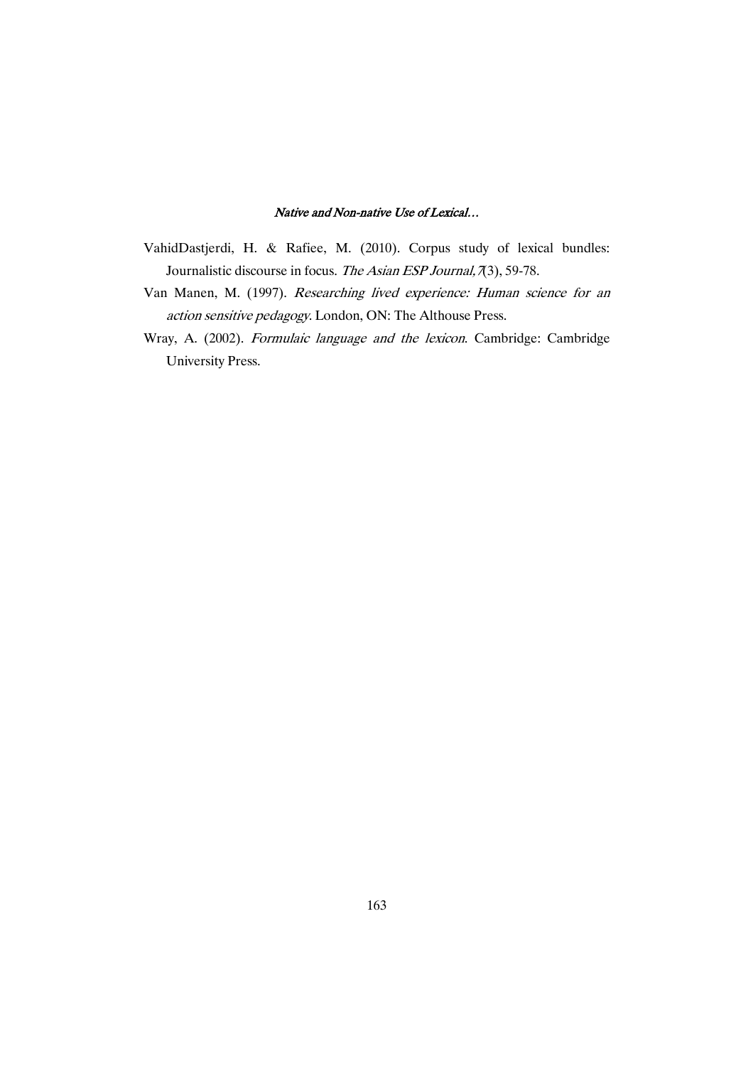VahidDastjerdi, H. & Rafiee, M. (2010). Corpus study of lexical bundles: Journalistic discourse in focus. *The Asian ESP Journal, 7*(3), 59-78.

Van Manen, M. (1997). *Researching lived experience: Human science for an action sensitive pedagogy*. London, ON: The Althouse Press.

Wray, A. (2002). *Formulaic language and the lexicon*. Cambridge: Cambridge University Press.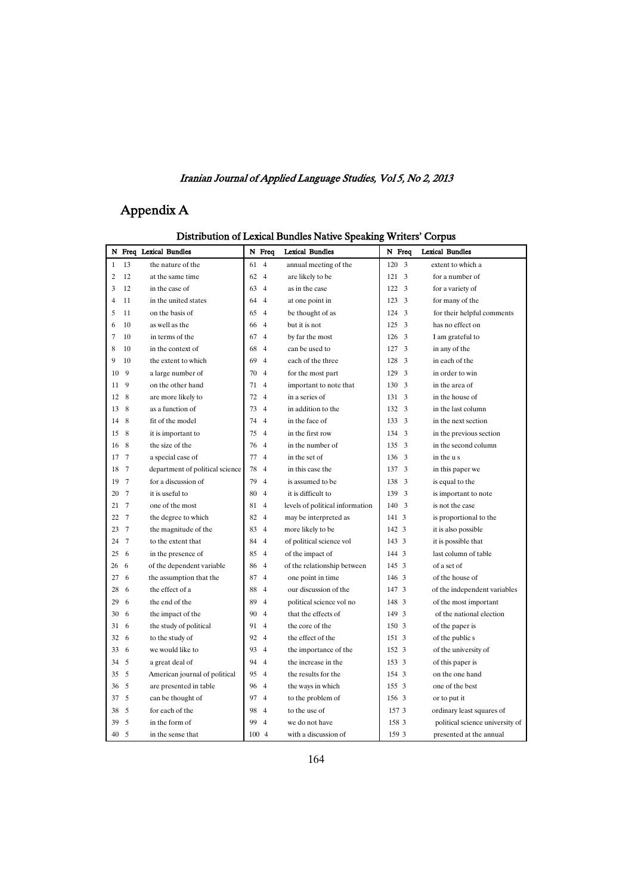# Appendix A

Distribution of Lexical Bundles Native Speaking Writers' Corpus

| N | Freq | Lexical Bundles | N | Freq | Lexical Bundles | N | Freq | Lexical Bundles |
|---|---|---|---|---|---|---|---|---|
| 1 | 13 | the nature of the | 61 | 4 | annual meeting of the | 120 | 3 | extent to which a |
| 2 | 12 | at the same time | 62 | 4 | are likely to be | 121 | 3 | for a number of |
| 3 | 12 | in the case of | 63 | 4 | as in the case | 122 | 3 | for a variety of |
| 4 | 11 | in the united states | 64 | 4 | at one point in | 123 | 3 | for many of the |
| 5 | 11 | on the basis of | 65 | 4 | be thought of as | 124 | 3 | for their helpful comments |
| 6 | 10 | as well as the | 66 | 4 | but it is not | 125 | 3 | has no effect on |
| 7 | 10 | in terms of the | 67 | 4 | by far the most | 126 | 3 | I am grateful to |
| 8 | 10 | in the context of | 68 | 4 | can be used to | 127 | 3 | in any of the |
| 9 | 10 | the extent to which | 69 | 4 | each of the three | 128 | 3 | in each of the |
| 10 | 9 | a large number of | 70 | 4 | for the most part | 129 | 3 | in order to win |
| 11 | 9 | on the other hand | 71 | 4 | important to note that | 130 | 3 | in the area of |
| 12 | 8 | are more likely to | 72 | 4 | in a series of | 131 | 3 | in the house of |
| 13 | 8 | as a function of | 73 | 4 | in addition to the | 132 | 3 | in the last column |
| 14 | 8 | fit of the model | 74 | 4 | in the face of | 133 | 3 | in the next section |
| 15 | 8 | it is important to | 75 | 4 | in the first row | 134 | 3 | in the previous section |
| 16 | 8 | the size of the | 76 | 4 | in the number of | 135 | 3 | in the second column |
| 17 | 7 | a special case of | 77 | 4 | in the set of | 136 | 3 | in the u s |
| 18 | 7 | department of political science | 78 | 4 | in this case the | 137 | 3 | in this paper we |
| 19 | 7 | for a discussion of | 79 | 4 | is assumed to be | 138 | 3 | is equal to the |
| 20 | 7 | it is useful to | 80 | 4 | it is difficult to | 139 | 3 | is important to note |
| 21 | 7 | one of the most | 81 | 4 | levels of political information | 140 | 3 | is not the case |
| 22 | 7 | the degree to which | 82 | 4 | may be interpreted as | 141 | 3 | is proportional to the |
| 23 | 7 | the magnitude of the | 83 | 4 | more likely to be | 142 | 3 | it is also possible |
| 24 | 7 | to the extent that | 84 | 4 | of political science vol | 143 | 3 | it is possible that |
| 25 | 6 | in the presence of | 85 | 4 | of the impact of | 144 | 3 | last column of table |
| 26 | 6 | of the dependent variable | 86 | 4 | of the relationship between | 145 | 3 | of a set of |
| 27 | 6 | the assumption that the | 87 | 4 | one point in time | 146 | 3 | of the house of |
| 28 | 6 | the effect of a | 88 | 4 | our discussion of the | 147 | 3 | of the independent variables |
| 29 | 6 | the end of the | 89 | 4 | political science vol no | 148 | 3 | of the most important |
| 30 | 6 | the impact of the | 90 | 4 | that the effects of | 149 | 3 | of the national election |
| 31 | 6 | the study of political | 91 | 4 | the core of the | 150 | 3 | of the paper is |
| 32 | 6 | to the study of | 92 | 4 | the effect of the | 151 | 3 | of the public s |
| 33 | 6 | we would like to | 93 | 4 | the importance of the | 152 | 3 | of the university of |
| 34 | 5 | a great deal of | 94 | 4 | the increase in the | 153 | 3 | of this paper is |
| 35 | 5 | American journal of political | 95 | 4 | the results for the | 154 | 3 | on the one hand |
| 36 | 5 | are presented in table | 96 | 4 | the ways in which | 155 | 3 | one of the best |
| 37 | 5 | can be thought of | 97 | 4 | to the problem of | 156 | 3 | or to put it |
| 38 | 5 | for each of the | 98 | 4 | to the use of | 157 | 3 | ordinary least squares of |
| 39 | 5 | in the form of | 99 | 4 | we do not have | 158 | 3 | political science university of |
| 40 | 5 | in the sense that | 100 | 4 | with a discussion of | 159 | 3 | presented at the annual |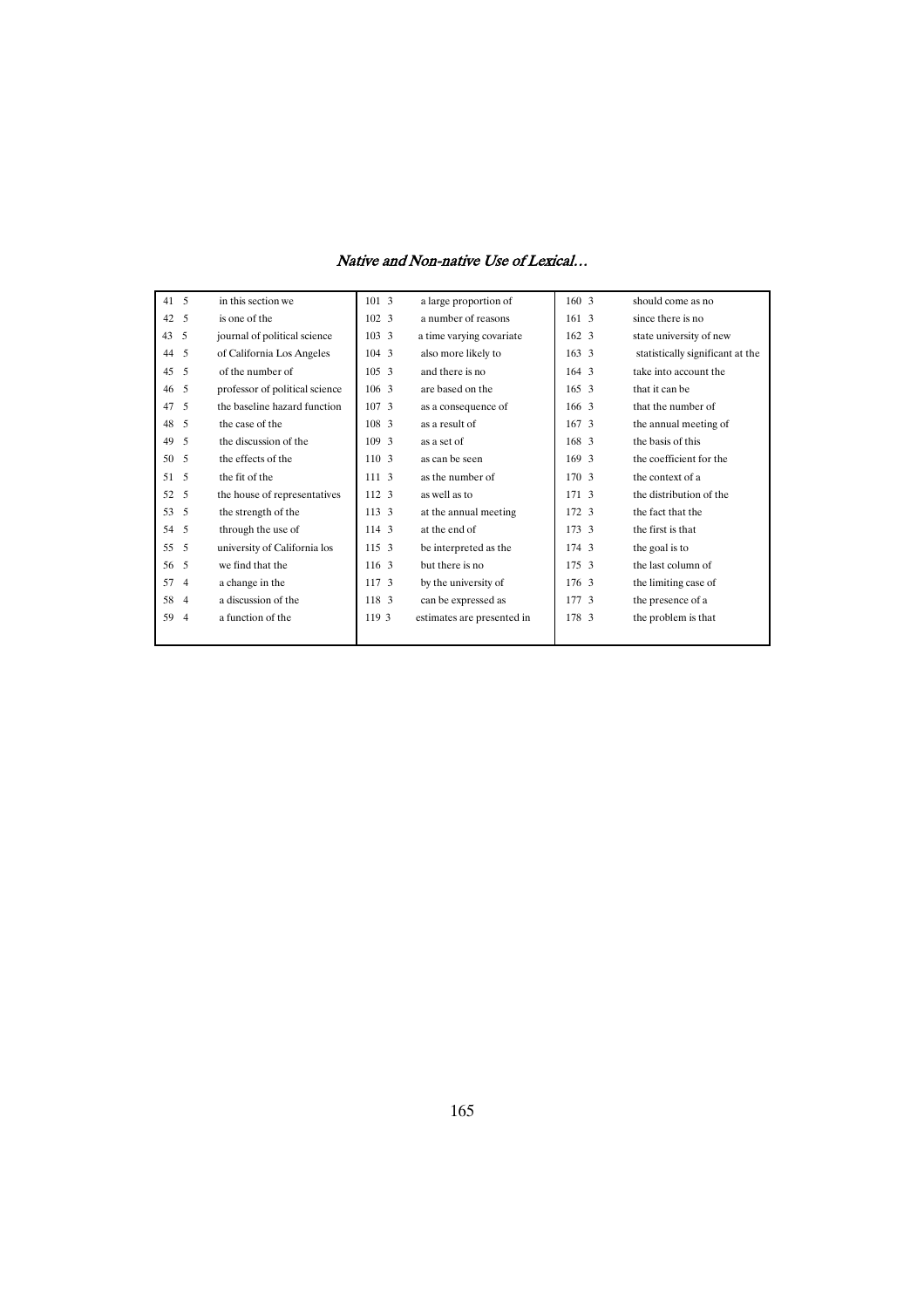| | | | | | | | | |
|---|---|---|---|---|---|---|---|---|
| 41 | 5 | in this section we | 101 | 3 | a large proportion of | 160 | 3 | should come as no |
| 42 | 5 | is one of the | 102 | 3 | a number of reasons | 161 | 3 | since there is no |
| 43 | 5 | journal of political science | 103 | 3 | a time varying covariate | 162 | 3 | state university of new |
| 44 | 5 | of California Los Angeles | 104 | 3 | also more likely to | 163 | 3 | statistically significant at the |
| 45 | 5 | of the number of | 105 | 3 | and there is no | 164 | 3 | take into account the |
| 46 | 5 | professor of political science | 106 | 3 | are based on the | 165 | 3 | that it can be |
| 47 | 5 | the baseline hazard function | 107 | 3 | as a consequence of | 166 | 3 | that the number of |
| 48 | 5 | the case of the | 108 | 3 | as a result of | 167 | 3 | the annual meeting of |
| 49 | 5 | the discussion of the | 109 | 3 | as a set of | 168 | 3 | the basis of this |
| 50 | 5 | the effects of the | 110 | 3 | as can be seen | 169 | 3 | the coefficient for the |
| 51 | 5 | the fit of the | 111 | 3 | as the number of | 170 | 3 | the context of a |
| 52 | 5 | the house of representatives | 112 | 3 | as well as to | 171 | 3 | the distribution of the |
| 53 | 5 | the strength of the | 113 | 3 | at the annual meeting | 172 | 3 | the fact that the |
| 54 | 5 | through the use of | 114 | 3 | at the end of | 173 | 3 | the first is that |
| 55 | 5 | university of California los | 115 | 3 | be interpreted as the | 174 | 3 | the goal is to |
| 56 | 5 | we find that the | 116 | 3 | but there is no | 175 | 3 | the last column of |
| 57 | 4 | a change in the | 117 | 3 | by the university of | 176 | 3 | the limiting case of |
| 58 | 4 | a discussion of the | 118 | 3 | can be expressed as | 177 | 3 | the presence of a |
| 59 | 4 | a function of the | 119 | 3 | estimates are presented in | 178 | 3 | the problem is that |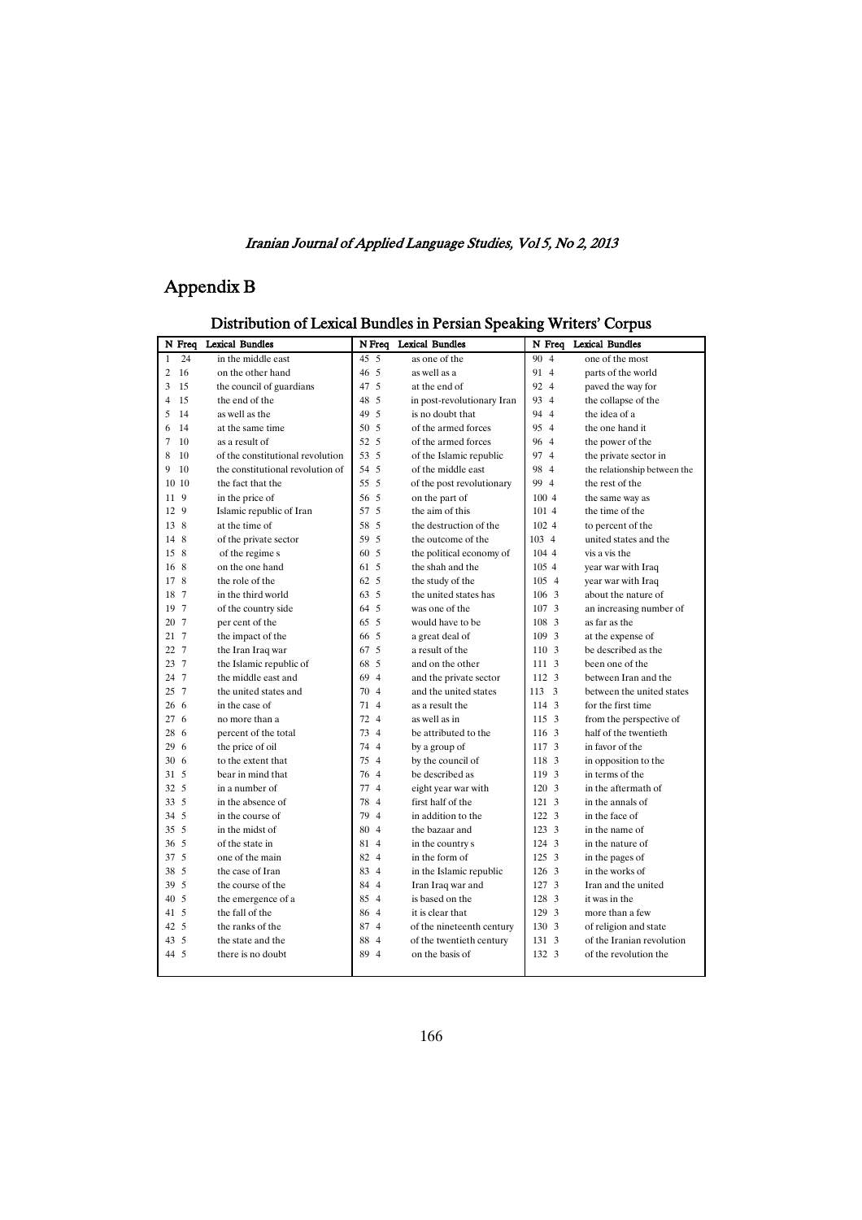# Appendix B

## Distribution of Lexical Bundles in Persian Speaking Writers' Corpus

| N | Freq | Lexical Bundles | N | Freq | Lexical Bundles | N | Freq | Lexical Bundles |
|---|---|---|---|---|---|---|---|---|
| 1 | 24 | in the middle east | 45 | 5 | as one of the | 90 | 4 | one of the most |
| 2 | 16 | on the other hand | 46 | 5 | as well as a | 91 | 4 | parts of the world |
| 3 | 15 | the council of guardians | 47 | 5 | at the end of | 92 | 4 | paved the way for |
| 4 | 15 | the end of the | 48 | 5 | in post-revolutionary Iran | 93 | 4 | the collapse of the |
| 5 | 14 | as well as the | 49 | 5 | is no doubt that | 94 | 4 | the idea of a |
| 6 | 14 | at the same time | 50 | 5 | of the armed forces | 95 | 4 | the one hand it |
| 7 | 10 | as a result of | 52 | 5 | of the armed forces | 96 | 4 | the power of the |
| 8 | 10 | of the constitutional revolution | 53 | 5 | of the Islamic republic | 97 | 4 | the private sector in |
| 9 | 10 | the constitutional revolution of | 54 | 5 | of the middle east | 98 | 4 | the relationship between the |
| 10 | 10 | the fact that the | 55 | 5 | of the post revolutionary | 99 | 4 | the rest of the |
| 11 | 9 | in the price of | 56 | 5 | on the part of | 100 | 4 | the same way as |
| 12 | 9 | Islamic republic of Iran | 57 | 5 | the aim of this | 101 | 4 | the time of the |
| 13 | 8 | at the time of | 58 | 5 | the destruction of the | 102 | 4 | to percent of the |
| 14 | 8 | of the private sector | 59 | 5 | the outcome of the | 103 | 4 | united states and the |
| 15 | 8 | of the regime s | 60 | 5 | the political economy of | 104 | 4 | vis a vis the |
| 16 | 8 | on the one hand | 61 | 5 | the shah and the | 105 | 4 | year war with Iraq |
| 17 | 8 | the role of the | 62 | 5 | the study of the | 105 | 4 | year war with Iraq |
| 18 | 7 | in the third world | 63 | 5 | the united states has | 106 | 3 | about the nature of |
| 19 | 7 | of the country side | 64 | 5 | was one of the | 107 | 3 | an increasing number of |
| 20 | 7 | per cent of the | 65 | 5 | would have to be | 108 | 3 | as far as the |
| 21 | 7 | the impact of the | 66 | 5 | a great deal of | 109 | 3 | at the expense of |
| 22 | 7 | the Iran Iraq war | 67 | 5 | a result of the | 110 | 3 | be described as the |
| 23 | 7 | the Islamic republic of | 68 | 5 | and on the other | 111 | 3 | been one of the |
| 24 | 7 | the middle east and | 69 | 4 | and the private sector | 112 | 3 | between Iran and the |
| 25 | 7 | the united states and | 70 | 4 | and the united states | 113 | 3 | between the united states |
| 26 | 6 | in the case of | 71 | 4 | as a result the | 114 | 3 | for the first time |
| 27 | 6 | no more than a | 72 | 4 | as well as in | 115 | 3 | from the perspective of |
| 28 | 6 | percent of the total | 73 | 4 | be attributed to the | 116 | 3 | half of the twentieth |
| 29 | 6 | the price of oil | 74 | 4 | by a group of | 117 | 3 | in favor of the |
| 30 | 6 | to the extent that | 75 | 4 | by the council of | 118 | 3 | in opposition to the |
| 31 | 5 | bear in mind that | 76 | 4 | be described as | 119 | 3 | in terms of the |
| 32 | 5 | in a number of | 77 | 4 | eight year war with | 120 | 3 | in the aftermath of |
| 33 | 5 | in the absence of | 78 | 4 | first half of the | 121 | 3 | in the annals of |
| 34 | 5 | in the course of | 79 | 4 | in addition to the | 122 | 3 | in the face of |
| 35 | 5 | in the midst of | 80 | 4 | the bazaar and | 123 | 3 | in the name of |
| 36 | 5 | of the state in | 81 | 4 | in the country s | 124 | 3 | in the nature of |
| 37 | 5 | one of the main | 82 | 4 | in the form of | 125 | 3 | in the pages of |
| 38 | 5 | the case of Iran | 83 | 4 | in the Islamic republic | 126 | 3 | in the works of |
| 39 | 5 | the course of the | 84 | 4 | Iran Iraq war and | 127 | 3 | Iran and the united |
| 40 | 5 | the emergence of a | 85 | 4 | is based on the | 128 | 3 | it was in the |
| 41 | 5 | the fall of the | 86 | 4 | it is clear that | 129 | 3 | more than a few |
| 42 | 5 | the ranks of the | 87 | 4 | of the nineteenth century | 130 | 3 | of religion and state |
| 43 | 5 | the state and the | 88 | 4 | of the twentieth century | 131 | 3 | of the Iranian revolution |
| 44 | 5 | there is no doubt | 89 | 4 | on the basis of | 132 | 3 | of the revolution the |